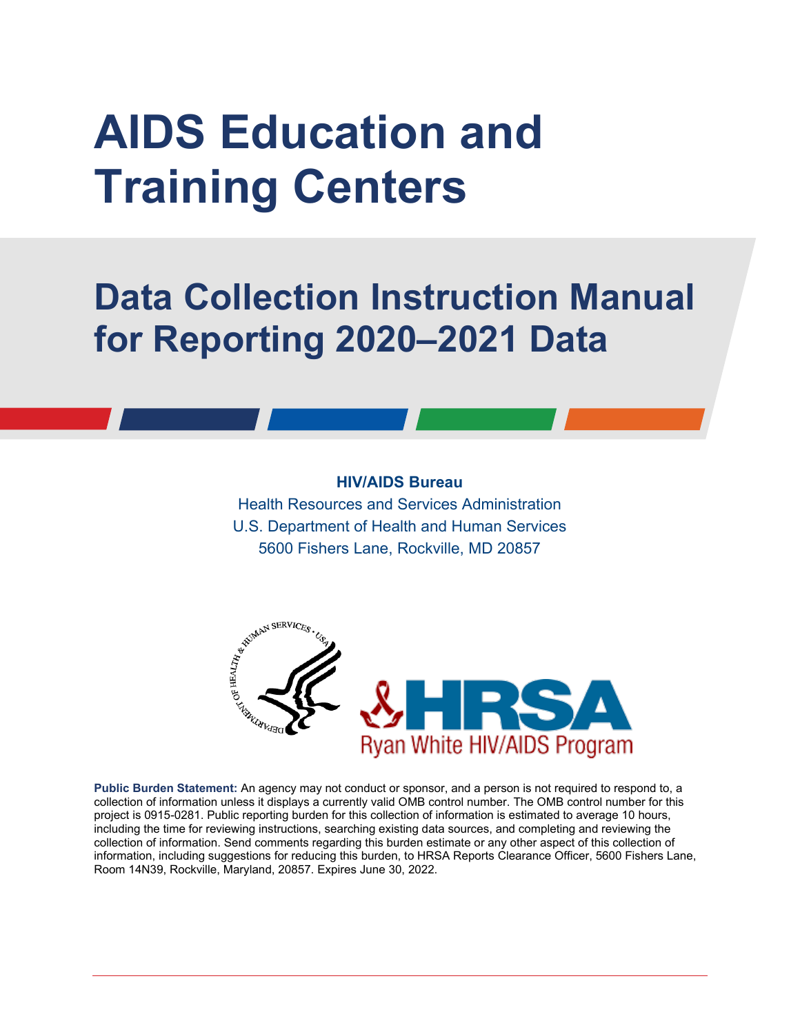# AIDS Education and Training Centers

## Data Collection Instruction Manual for Reporting 2020–2021 Data

**HIV/AIDS Bureau**

Health Resources and Services Administration

U.S. Department of Health and Human Services

5600 Fishers Lane, Rockville, MD 20857

**Public Burden Statement:** An agency may not conduct or sponsor, and a person is not required to respond to, a collection of information unless it displays a currently valid OMB control number. The OMB control number for this project is 0915-0281. Public reporting burden for this collection of information is estimated to average 10 hours, including the time for reviewing instructions, searching existing data sources, and completing and reviewing the collection of information. Send comments regarding this burden estimate or any other aspect of this collection of information, including suggestions for reducing this burden, to HRSA Reports Clearance Officer, 5600 Fishers Lane, Room 14N39, Rockville, Maryland, 20857. Expires June 30, 2022.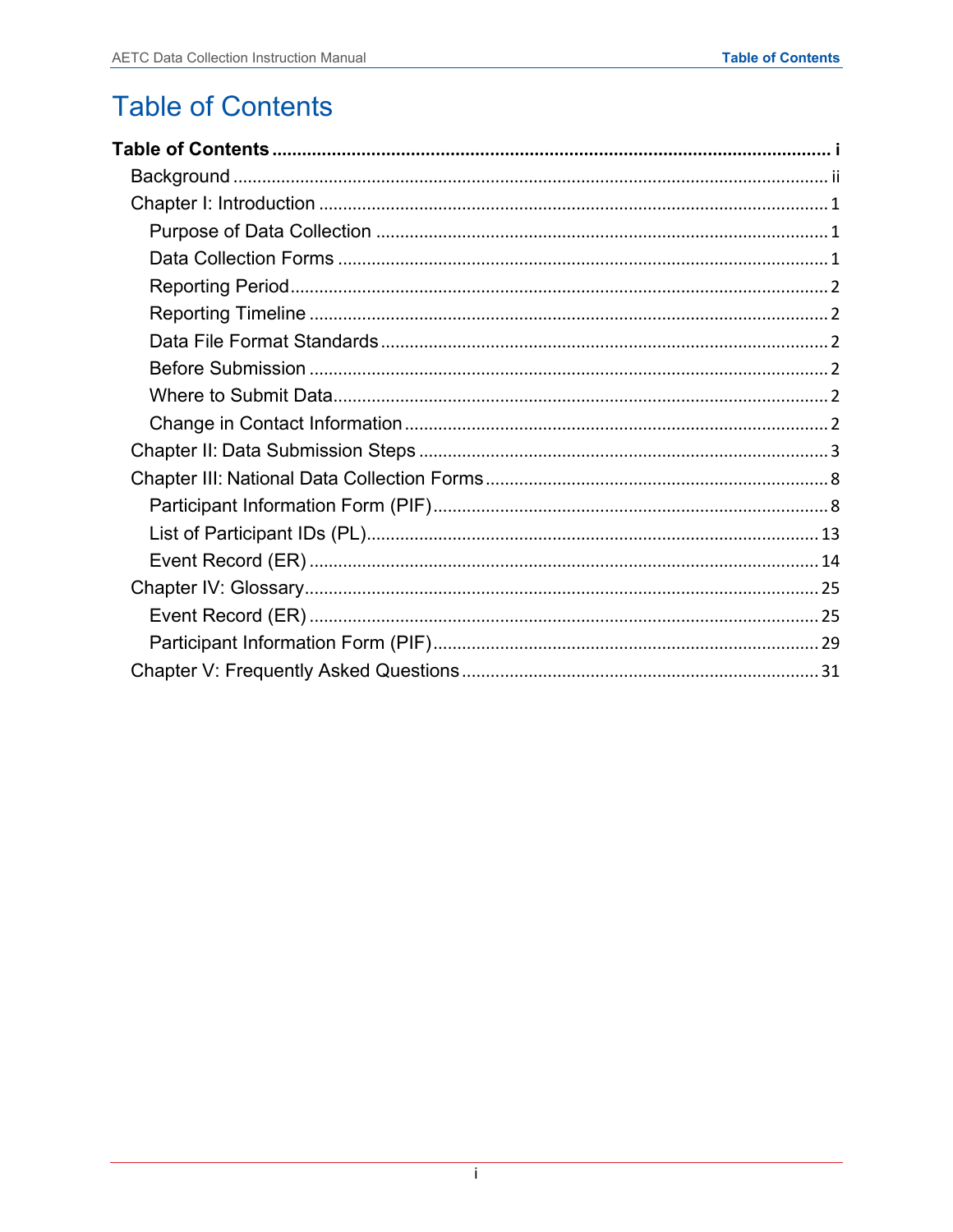# Table of Contents

**Table of Contents** ........ i

- Background ........ ii
- Chapter I: Introduction ........ 1
  - Purpose of Data Collection ........ 1
  - Data Collection Forms ........ 1
  - Reporting Period ........ 2
  - Reporting Timeline ........ 2
  - Data File Format Standards ........ 2
  - Before Submission ........ 2
  - Where to Submit Data ........ 2
  - Change in Contact Information ........ 2
- Chapter II: Data Submission Steps ........ 3
- Chapter III: National Data Collection Forms ........ 8
  - Participant Information Form (PIF) ........ 8
  - List of Participant IDs (PL) ........ 13
  - Event Record (ER) ........ 14
- Chapter IV: Glossary ........ 25
  - Event Record (ER) ........ 25
  - Participant Information Form (PIF) ........ 29
- Chapter V: Frequently Asked Questions ........ 31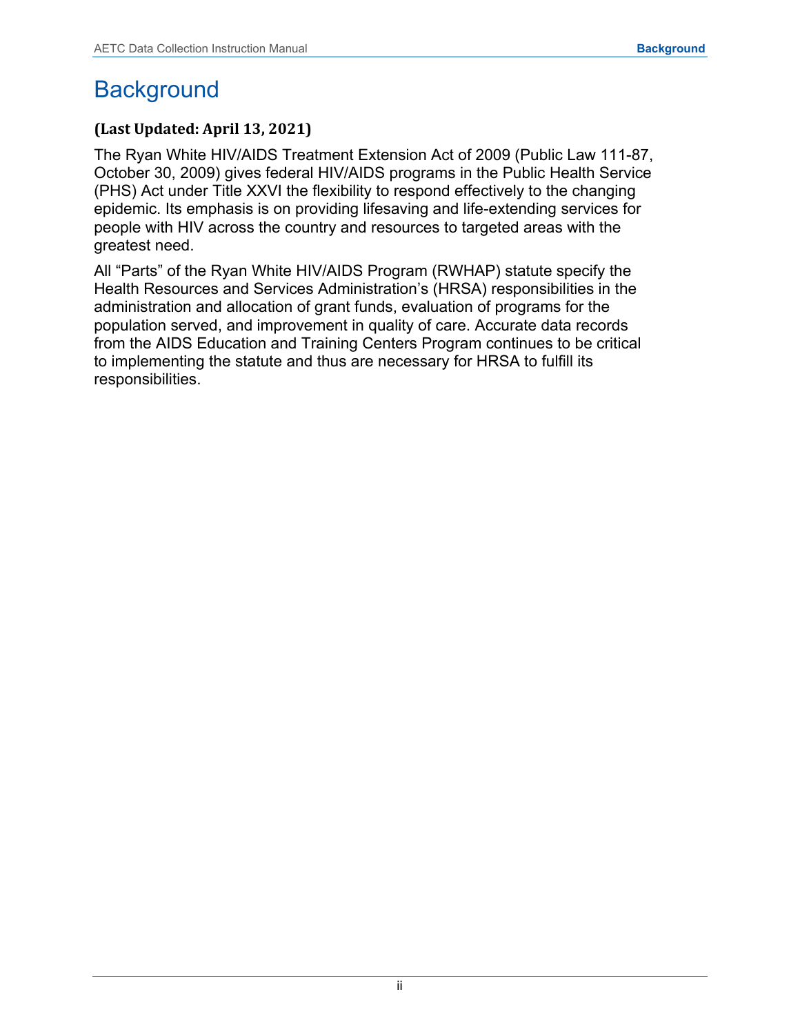# Background

**(Last Updated: April 13, 2021)**

The Ryan White HIV/AIDS Treatment Extension Act of 2009 (Public Law 111-87, October 30, 2009) gives federal HIV/AIDS programs in the Public Health Service (PHS) Act under Title XXVI the flexibility to respond effectively to the changing epidemic. Its emphasis is on providing lifesaving and life-extending services for people with HIV across the country and resources to targeted areas with the greatest need.

All "Parts" of the Ryan White HIV/AIDS Program (RWHAP) statute specify the Health Resources and Services Administration's (HRSA) responsibilities in the administration and allocation of grant funds, evaluation of programs for the population served, and improvement in quality of care. Accurate data records from the AIDS Education and Training Centers Program continues to be critical to implementing the statute and thus are necessary for HRSA to fulfill its responsibilities.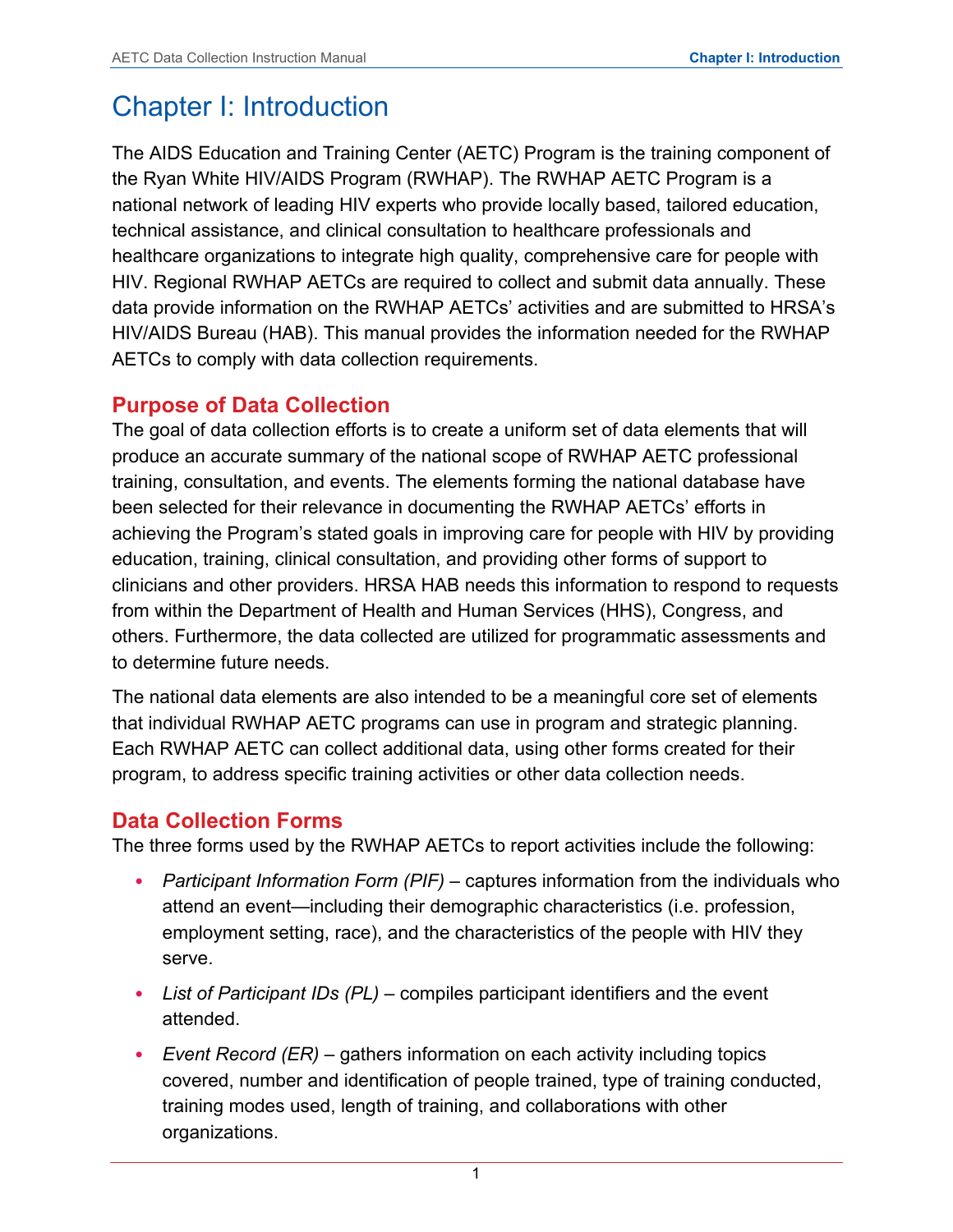# Chapter I: Introduction

The AIDS Education and Training Center (AETC) Program is the training component of the Ryan White HIV/AIDS Program (RWHAP). The RWHAP AETC Program is a national network of leading HIV experts who provide locally based, tailored education, technical assistance, and clinical consultation to healthcare professionals and healthcare organizations to integrate high quality, comprehensive care for people with HIV. Regional RWHAP AETCs are required to collect and submit data annually. These data provide information on the RWHAP AETCs' activities and are submitted to HRSA's HIV/AIDS Bureau (HAB). This manual provides the information needed for the RWHAP AETCs to comply with data collection requirements.

## Purpose of Data Collection

The goal of data collection efforts is to create a uniform set of data elements that will produce an accurate summary of the national scope of RWHAP AETC professional training, consultation, and events. The elements forming the national database have been selected for their relevance in documenting the RWHAP AETCs' efforts in achieving the Program's stated goals in improving care for people with HIV by providing education, training, clinical consultation, and providing other forms of support to clinicians and other providers. HRSA HAB needs this information to respond to requests from within the Department of Health and Human Services (HHS), Congress, and others. Furthermore, the data collected are utilized for programmatic assessments and to determine future needs.

The national data elements are also intended to be a meaningful core set of elements that individual RWHAP AETC programs can use in program and strategic planning. Each RWHAP AETC can collect additional data, using other forms created for their program, to address specific training activities or other data collection needs.

## Data Collection Forms

The three forms used by the RWHAP AETCs to report activities include the following:

- *Participant Information Form (PIF)* – captures information from the individuals who attend an event—including their demographic characteristics (i.e. profession, employment setting, race), and the characteristics of the people with HIV they serve.
- *List of Participant IDs (PL)* – compiles participant identifiers and the event attended.
- *Event Record (ER)* – gathers information on each activity including topics covered, number and identification of people trained, type of training conducted, training modes used, length of training, and collaborations with other organizations.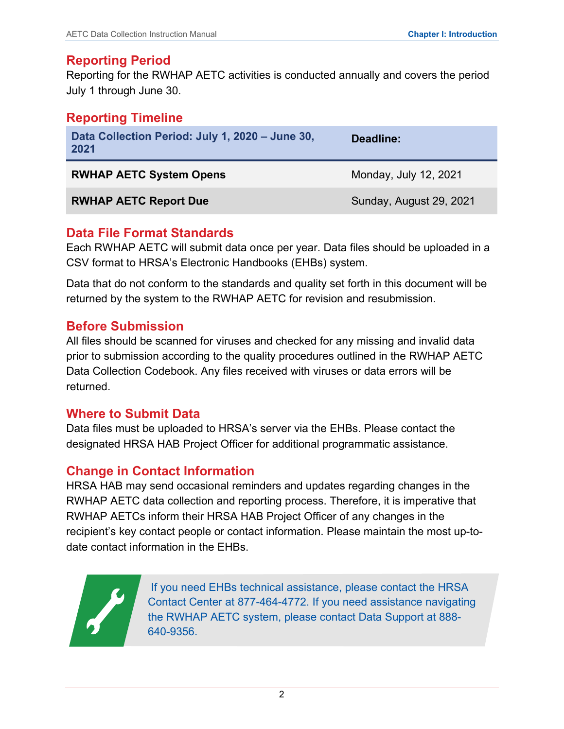## Reporting Period

Reporting for the RWHAP AETC activities is conducted annually and covers the period July 1 through June 30.

## Reporting Timeline

| Data Collection Period: July 1, 2020 – June 30, 2021 | Deadline: |
|---|---|
| **RWHAP AETC System Opens** | Monday, July 12, 2021 |
| **RWHAP AETC Report Due** | Sunday, August 29, 2021 |

## Data File Format Standards

Each RWHAP AETC will submit data once per year. Data files should be uploaded in a CSV format to HRSA's Electronic Handbooks (EHBs) system.

Data that do not conform to the standards and quality set forth in this document will be returned by the system to the RWHAP AETC for revision and resubmission.

## Before Submission

All files should be scanned for viruses and checked for any missing and invalid data prior to submission according to the quality procedures outlined in the RWHAP AETC Data Collection Codebook. Any files received with viruses or data errors will be returned.

## Where to Submit Data

Data files must be uploaded to HRSA's server via the EHBs. Please contact the designated HRSA HAB Project Officer for additional programmatic assistance.

## Change in Contact Information

HRSA HAB may send occasional reminders and updates regarding changes in the RWHAP AETC data collection and reporting process. Therefore, it is imperative that RWHAP AETCs inform their HRSA HAB Project Officer of any changes in the recipient's key contact people or contact information. Please maintain the most up-to-date contact information in the EHBs.

> If you need EHBs technical assistance, please contact the HRSA Contact Center at 877-464-4772. If you need assistance navigating the RWHAP AETC system, please contact Data Support at 888-640-9356.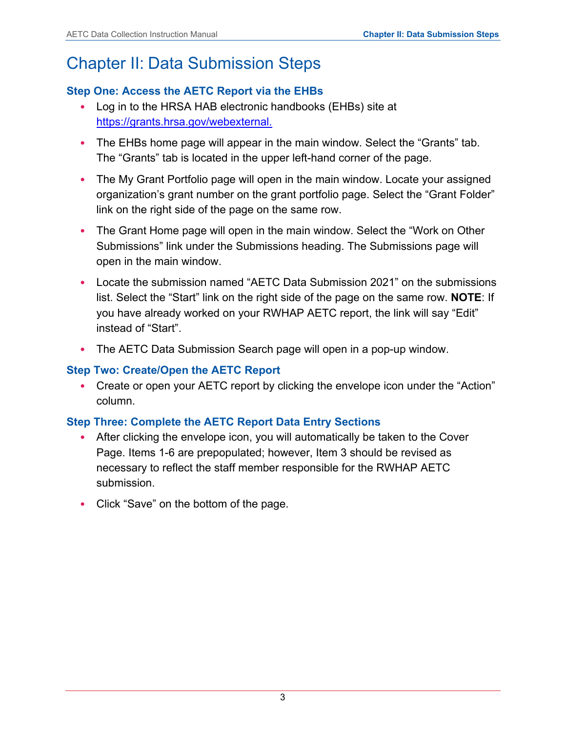# Chapter II: Data Submission Steps

### Step One: Access the AETC Report via the EHBs

- Log in to the HRSA HAB electronic handbooks (EHBs) site at https://grants.hrsa.gov/webexternal.
- The EHBs home page will appear in the main window. Select the “Grants” tab. The “Grants” tab is located in the upper left-hand corner of the page.
- The My Grant Portfolio page will open in the main window. Locate your assigned organization’s grant number on the grant portfolio page. Select the “Grant Folder” link on the right side of the page on the same row.
- The Grant Home page will open in the main window. Select the “Work on Other Submissions” link under the Submissions heading. The Submissions page will open in the main window.
- Locate the submission named “AETC Data Submission 2021” on the submissions list. Select the “Start” link on the right side of the page on the same row. **NOTE**: If you have already worked on your RWHAP AETC report, the link will say “Edit” instead of “Start”.
- The AETC Data Submission Search page will open in a pop-up window.

### Step Two: Create/Open the AETC Report

- Create or open your AETC report by clicking the envelope icon under the “Action” column.

### Step Three: Complete the AETC Report Data Entry Sections

- After clicking the envelope icon, you will automatically be taken to the Cover Page. Items 1-6 are prepopulated; however, Item 3 should be revised as necessary to reflect the staff member responsible for the RWHAP AETC submission.
- Click “Save” on the bottom of the page.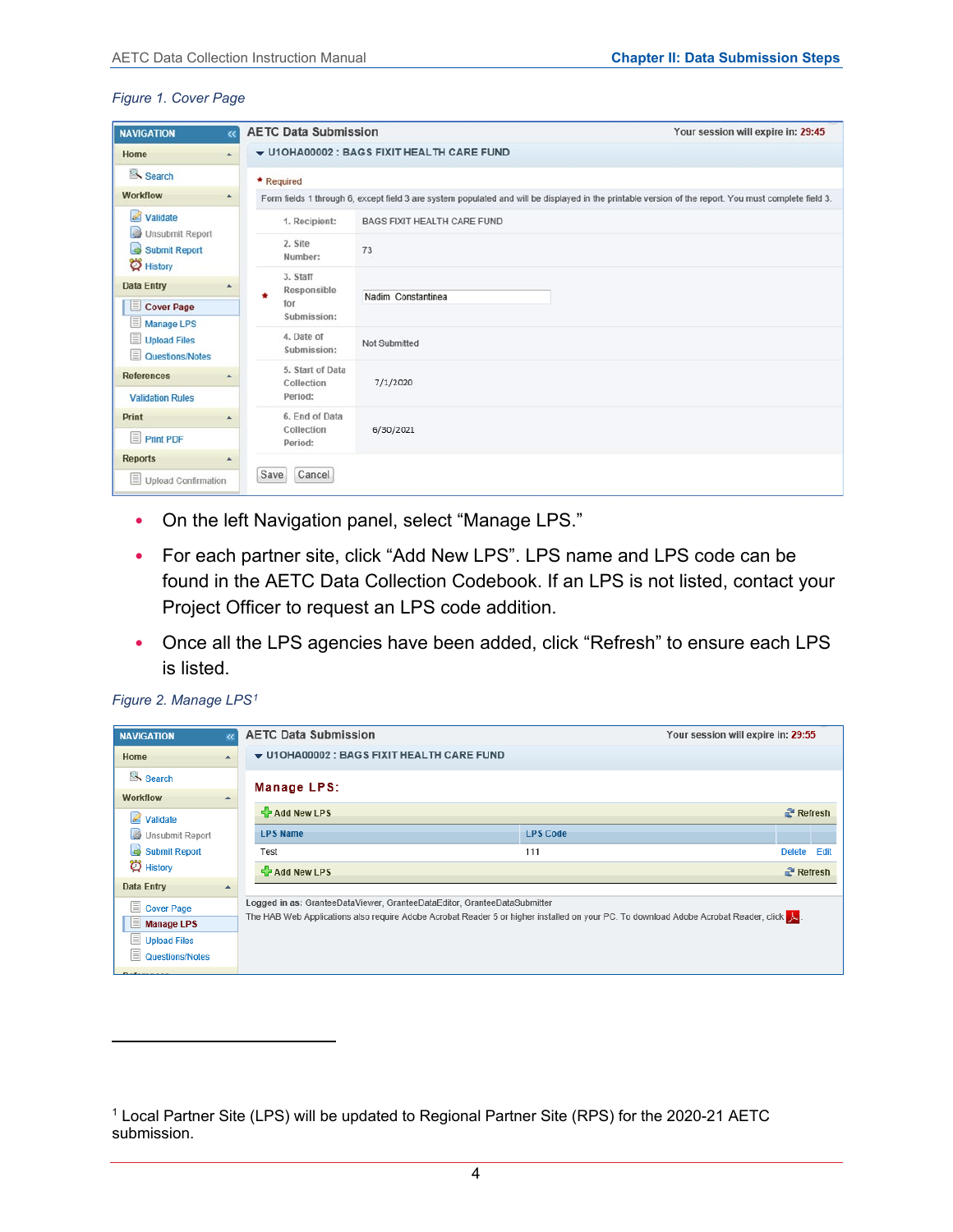*Figure 1. Cover Page*

- On the left Navigation panel, select “Manage LPS.”
- For each partner site, click “Add New LPS”. LPS name and LPS code can be found in the AETC Data Collection Codebook. If an LPS is not listed, contact your Project Officer to request an LPS code addition.
- Once all the LPS agencies have been added, click “Refresh” to ensure each LPS is listed.

*Figure 2. Manage LPS*[1]

[1] Local Partner Site (LPS) will be updated to Regional Partner Site (RPS) for the 2020-21 AETC submission.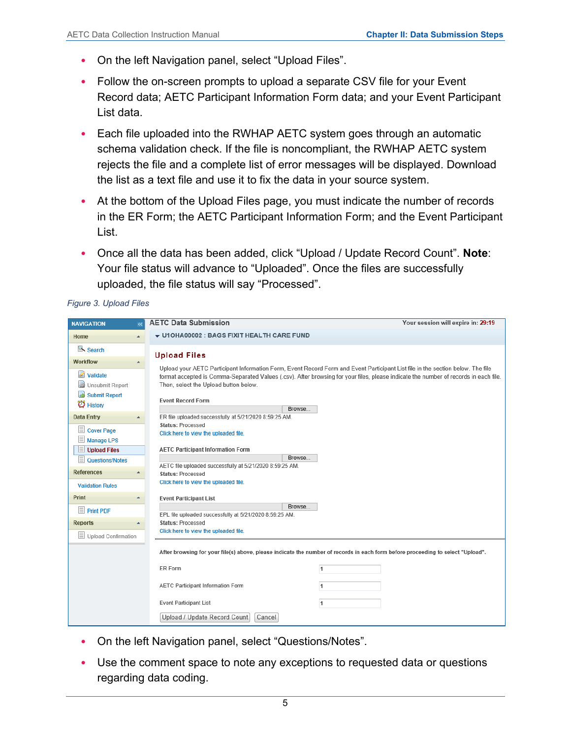- On the left Navigation panel, select “Upload Files”.
- Follow the on-screen prompts to upload a separate CSV file for your Event Record data; AETC Participant Information Form data; and your Event Participant List data.
- Each file uploaded into the RWHAP AETC system goes through an automatic schema validation check. If the file is noncompliant, the RWHAP AETC system rejects the file and a complete list of error messages will be displayed. Download the list as a text file and use it to fix the data in your source system.
- At the bottom of the Upload Files page, you must indicate the number of records in the ER Form; the AETC Participant Information Form; and the Event Participant List.
- Once all the data has been added, click “Upload / Update Record Count”. **Note**: Your file status will advance to “Uploaded”. Once the files are successfully uploaded, the file status will say “Processed”.

*Figure 3. Upload Files*

- On the left Navigation panel, select “Questions/Notes”.
- Use the comment space to note any exceptions to requested data or questions regarding data coding.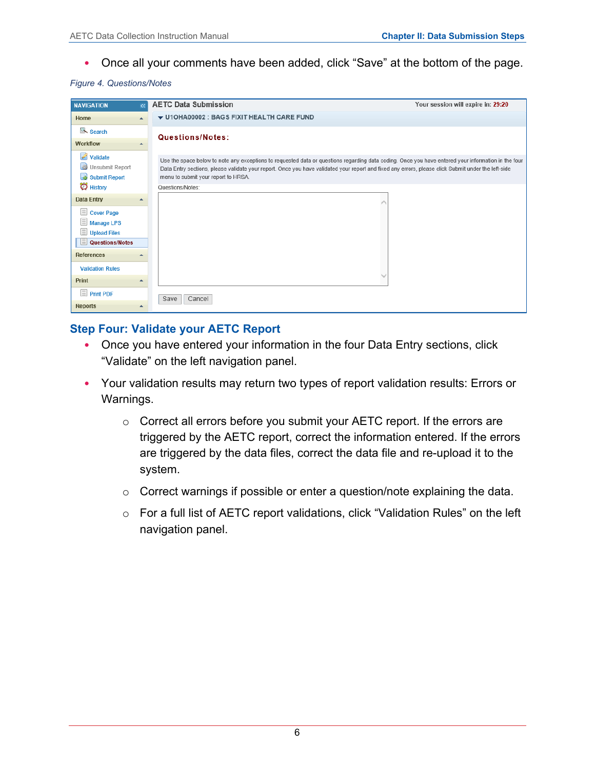- Once all your comments have been added, click “Save” at the bottom of the page.

*Figure 4. Questions/Notes*

## Step Four: Validate your AETC Report

- Once you have entered your information in the four Data Entry sections, click “Validate” on the left navigation panel.
- Your validation results may return two types of report validation results: Errors or Warnings.
    - Correct all errors before you submit your AETC report. If the errors are triggered by the AETC report, correct the information entered. If the errors are triggered by the data files, correct the data file and re-upload it to the system.
    - Correct warnings if possible or enter a question/note explaining the data.
    - For a full list of AETC report validations, click “Validation Rules” on the left navigation panel.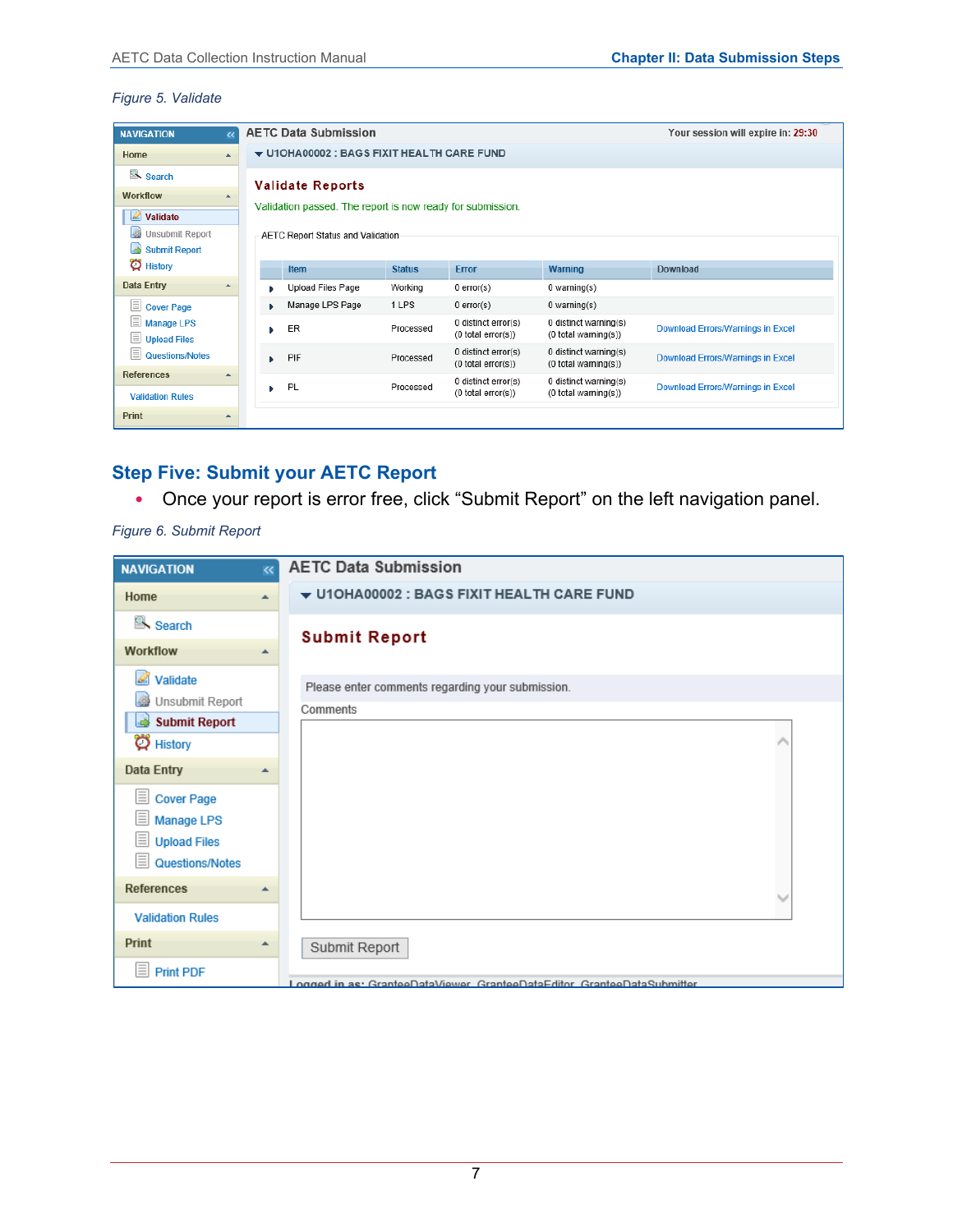*Figure 5. Validate*

**NAVIGATION**

- Home
  - Search
- Workflow
  - Validate
  - Unsubmit Report
  - Submit Report
  - History
- Data Entry
  - Cover Page
  - Manage LPS
  - Upload Files
  - Questions/Notes
- References
  - Validation Rules
- Print

**AETC Data Submission** — Your session will expire in: 29:30

U1OHA00002 : BAGS FIXIT HEALTH CARE FUND

**Validate Reports**

Validation passed. The report is now ready for submission.

AETC Report Status and Validation

| Item | Status | Error | Warning | Download |
|---|---|---|---|---|
| Upload Files Page | Working | 0 error(s) | 0 warning(s) | |
| Manage LPS Page | 1 LPS | 0 error(s) | 0 warning(s) | |
| ER | Processed | 0 distinct error(s) (0 total error(s)) | 0 distinct warning(s) (0 total warning(s)) | Download Errors/Warnings in Excel |
| PIF | Processed | 0 distinct error(s) (0 total error(s)) | 0 distinct warning(s) (0 total warning(s)) | Download Errors/Warnings in Excel |
| PL | Processed | 0 distinct error(s) (0 total error(s)) | 0 distinct warning(s) (0 total warning(s)) | Download Errors/Warnings in Excel |

## Step Five: Submit your AETC Report

- Once your report is error free, click "Submit Report" on the left navigation panel.

*Figure 6. Submit Report*

**NAVIGATION**

- Home
  - Search
- Workflow
  - Validate
  - Unsubmit Report
  - Submit Report
  - History
- Data Entry
  - Cover Page
  - Manage LPS
  - Upload Files
  - Questions/Notes
- References
  - Validation Rules
- Print
  - Print PDF

**AETC Data Submission**

U1OHA00002 : BAGS FIXIT HEALTH CARE FUND

**Submit Report**

Please enter comments regarding your submission.

Comments

[Submit Report]

Logged in as: GranteeDataViewer, GranteeDataEditor, GranteeDataSubmitter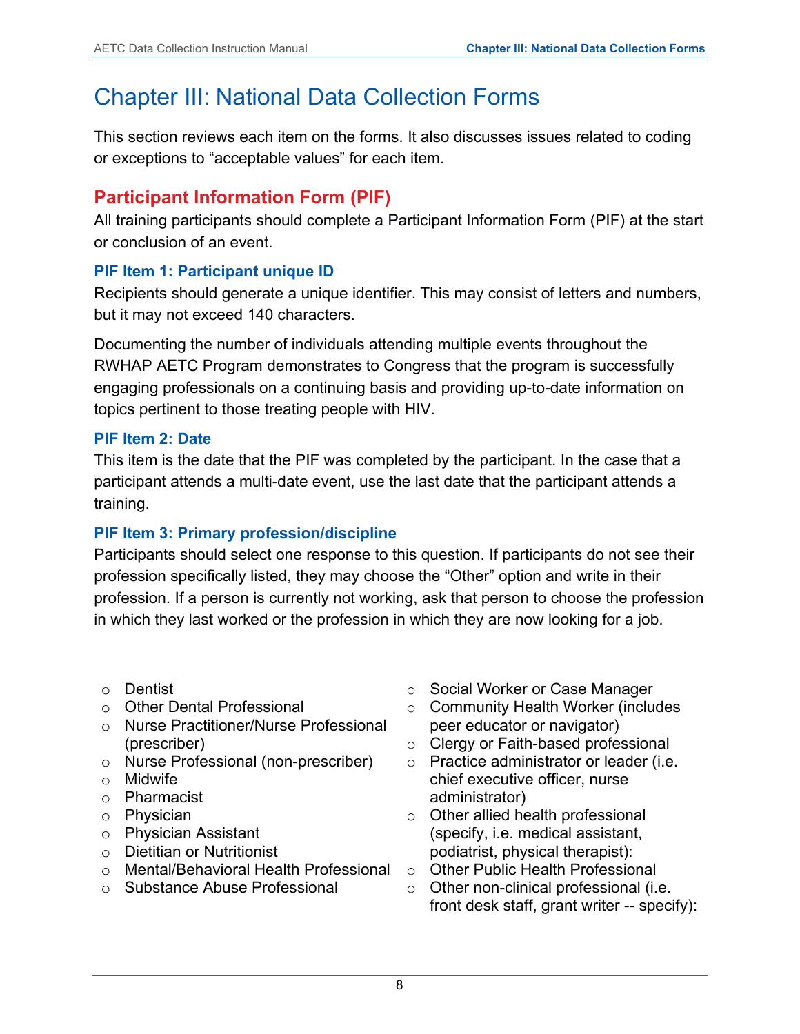# Chapter III: National Data Collection Forms

This section reviews each item on the forms. It also discusses issues related to coding or exceptions to "acceptable values" for each item.

## Participant Information Form (PIF)

All training participants should complete a Participant Information Form (PIF) at the start or conclusion of an event.

### PIF Item 1: Participant unique ID

Recipients should generate a unique identifier. This may consist of letters and numbers, but it may not exceed 140 characters.

Documenting the number of individuals attending multiple events throughout the RWHAP AETC Program demonstrates to Congress that the program is successfully engaging professionals on a continuing basis and providing up-to-date information on topics pertinent to those treating people with HIV.

### PIF Item 2: Date

This item is the date that the PIF was completed by the participant. In the case that a participant attends a multi-date event, use the last date that the participant attends a training.

### PIF Item 3: Primary profession/discipline

Participants should select one response to this question. If participants do not see their profession specifically listed, they may choose the "Other" option and write in their profession. If a person is currently not working, ask that person to choose the profession in which they last worked or the profession in which they are now looking for a job.

- Dentist
- Other Dental Professional
- Nurse Practitioner/Nurse Professional (prescriber)
- Nurse Professional (non-prescriber)
- Midwife
- Pharmacist
- Physician
- Physician Assistant
- Dietitian or Nutritionist
- Mental/Behavioral Health Professional
- Substance Abuse Professional
- Social Worker or Case Manager
- Community Health Worker (includes peer educator or navigator)
- Clergy or Faith-based professional
- Practice administrator or leader (i.e. chief executive officer, nurse administrator)
- Other allied health professional (specify, i.e. medical assistant, podiatrist, physical therapist):
- Other Public Health Professional
- Other non-clinical professional (i.e. front desk staff, grant writer -- specify):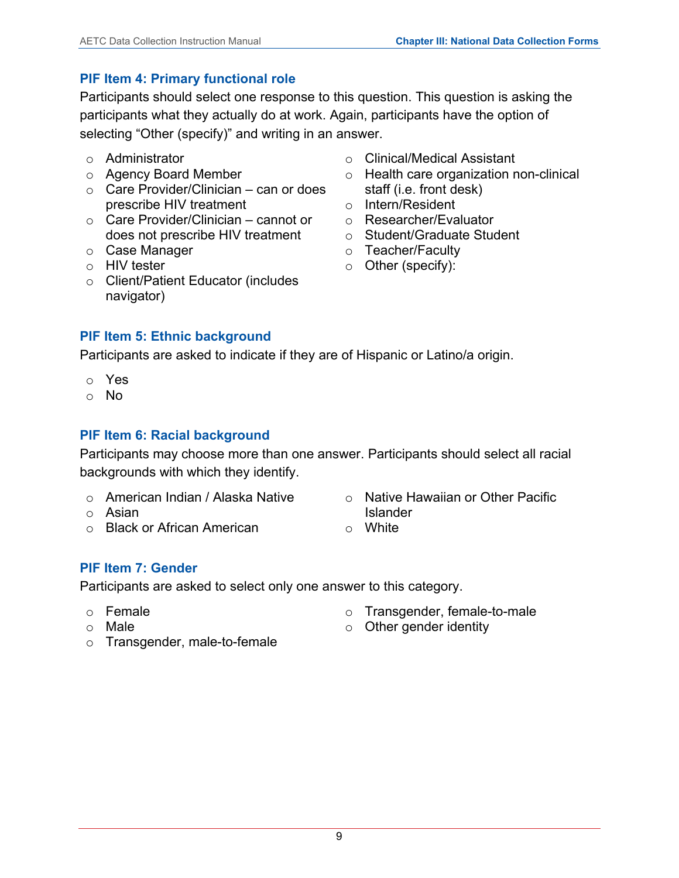### PIF Item 4: Primary functional role

Participants should select one response to this question. This question is asking the participants what they actually do at work. Again, participants have the option of selecting "Other (specify)" and writing in an answer.

- Administrator
- Agency Board Member
- Care Provider/Clinician – can or does prescribe HIV treatment
- Care Provider/Clinician – cannot or does not prescribe HIV treatment
- Case Manager
- HIV tester
- Client/Patient Educator (includes navigator)
- Clinical/Medical Assistant
- Health care organization non-clinical staff (i.e. front desk)
- Intern/Resident
- Researcher/Evaluator
- Student/Graduate Student
- Teacher/Faculty
- Other (specify):

### PIF Item 5: Ethnic background

Participants are asked to indicate if they are of Hispanic or Latino/a origin.

- Yes
- No

### PIF Item 6: Racial background

Participants may choose more than one answer. Participants should select all racial backgrounds with which they identify.

- American Indian / Alaska Native
- Asian
- Black or African American
- Native Hawaiian or Other Pacific Islander
- White

### PIF Item 7: Gender

Participants are asked to select only one answer to this category.

- Female
- Male
- Transgender, male-to-female
- Transgender, female-to-male
- Other gender identity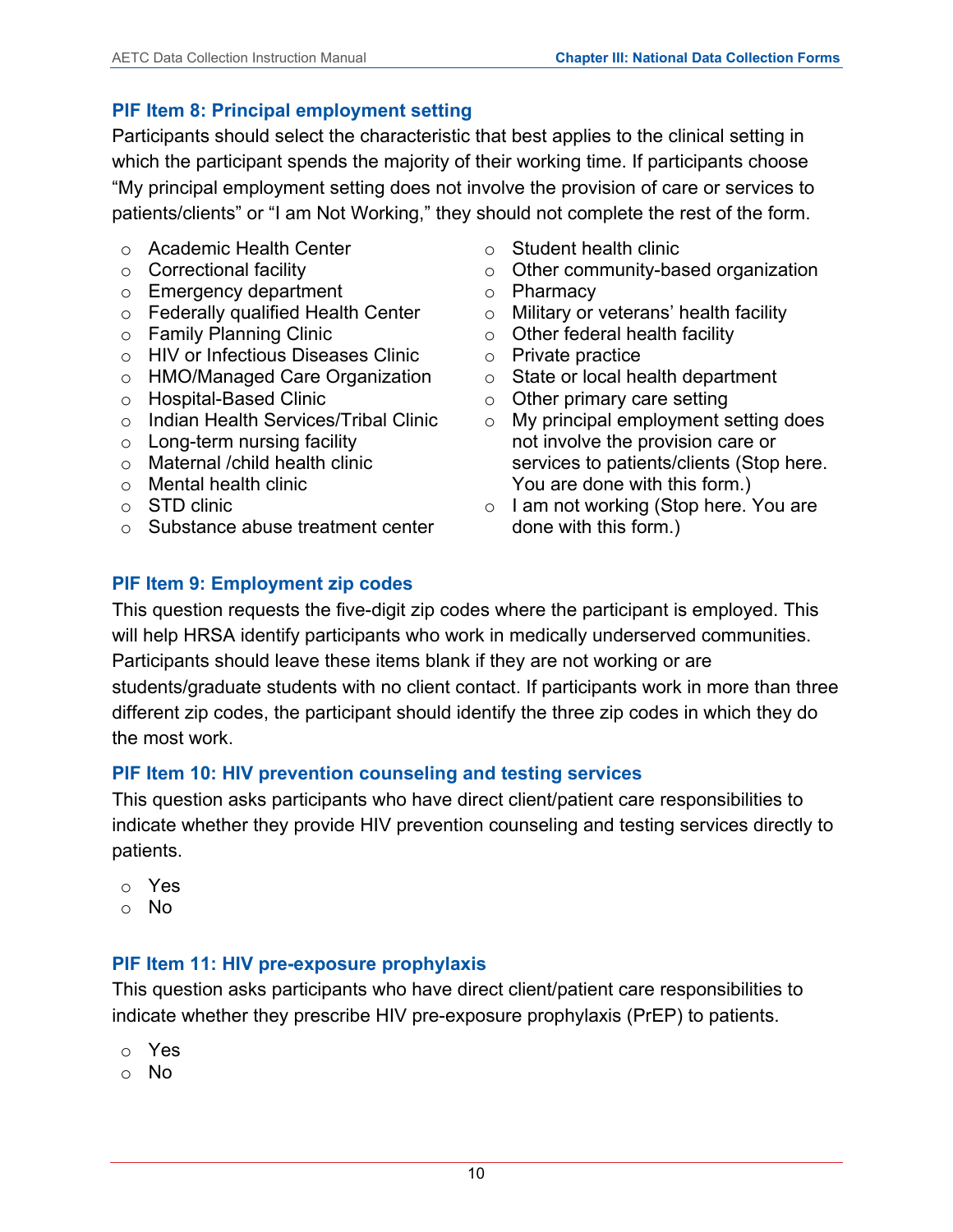### PIF Item 8: Principal employment setting

Participants should select the characteristic that best applies to the clinical setting in which the participant spends the majority of their working time. If participants choose "My principal employment setting does not involve the provision of care or services to patients/clients" or "I am Not Working," they should not complete the rest of the form.

- Academic Health Center
- Correctional facility
- Emergency department
- Federally qualified Health Center
- Family Planning Clinic
- HIV or Infectious Diseases Clinic
- HMO/Managed Care Organization
- Hospital-Based Clinic
- Indian Health Services/Tribal Clinic
- Long-term nursing facility
- Maternal /child health clinic
- Mental health clinic
- STD clinic
- Substance abuse treatment center
- Student health clinic
- Other community-based organization
- Pharmacy
- Military or veterans' health facility
- Other federal health facility
- Private practice
- State or local health department
- Other primary care setting
- My principal employment setting does not involve the provision care or services to patients/clients (Stop here. You are done with this form.)
- I am not working (Stop here. You are done with this form.)

### PIF Item 9: Employment zip codes

This question requests the five-digit zip codes where the participant is employed. This will help HRSA identify participants who work in medically underserved communities. Participants should leave these items blank if they are not working or are students/graduate students with no client contact. If participants work in more than three different zip codes, the participant should identify the three zip codes in which they do the most work.

### PIF Item 10: HIV prevention counseling and testing services

This question asks participants who have direct client/patient care responsibilities to indicate whether they provide HIV prevention counseling and testing services directly to patients.

- Yes
- No

### PIF Item 11: HIV pre-exposure prophylaxis

This question asks participants who have direct client/patient care responsibilities to indicate whether they prescribe HIV pre-exposure prophylaxis (PrEP) to patients.

- Yes
- No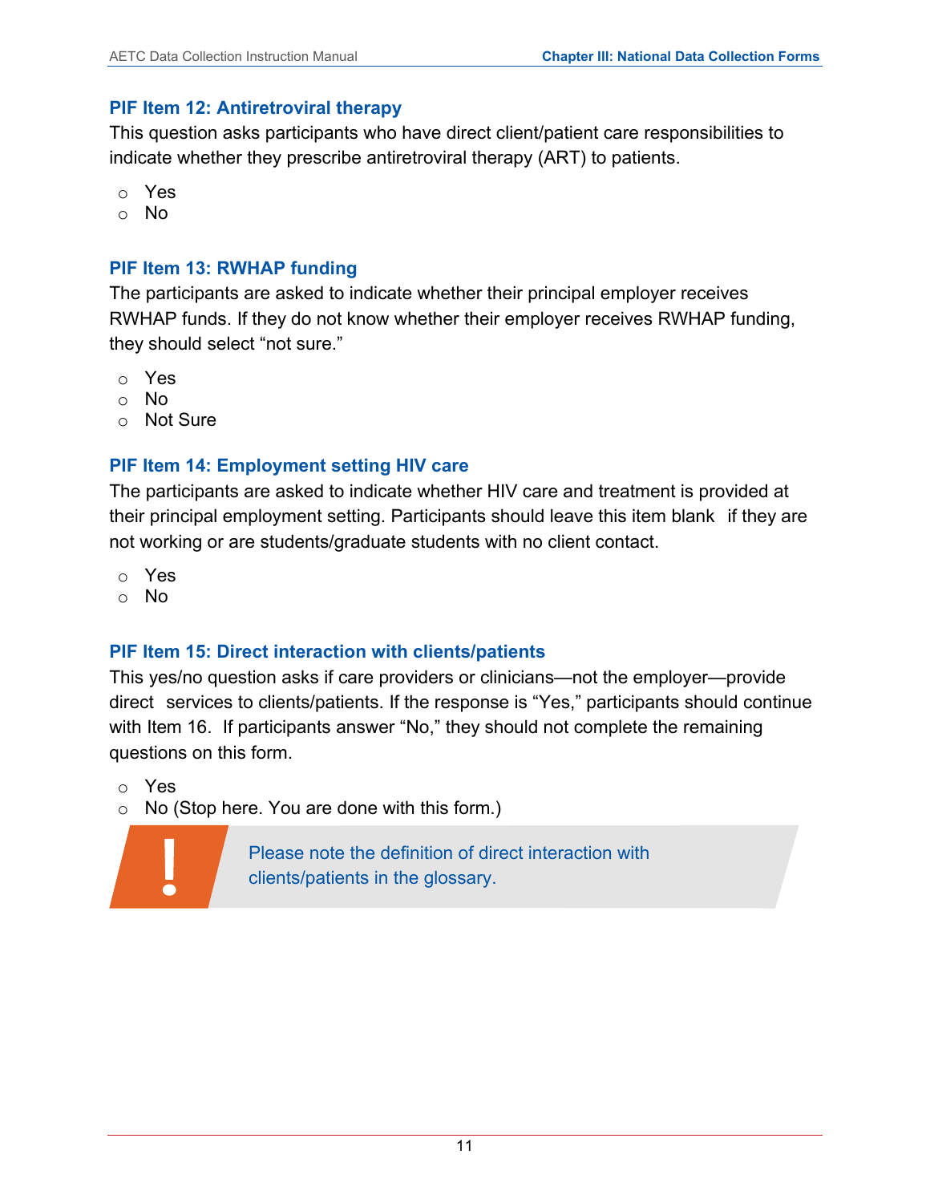### PIF Item 12: Antiretroviral therapy

This question asks participants who have direct client/patient care responsibilities to indicate whether they prescribe antiretroviral therapy (ART) to patients.

- Yes
- No

### PIF Item 13: RWHAP funding

The participants are asked to indicate whether their principal employer receives RWHAP funds. If they do not know whether their employer receives RWHAP funding, they should select “not sure.”

- Yes
- No
- Not Sure

### PIF Item 14: Employment setting HIV care

The participants are asked to indicate whether HIV care and treatment is provided at their principal employment setting. Participants should leave this item blank if they are not working or are students/graduate students with no client contact.

- Yes
- No

### PIF Item 15: Direct interaction with clients/patients

This yes/no question asks if care providers or clinicians—not the employer—provide direct services to clients/patients. If the response is “Yes,” participants should continue with Item 16. If participants answer “No,” they should not complete the remaining questions on this form.

- Yes
- No (Stop here. You are done with this form.)

> **!** Please note the definition of direct interaction with clients/patients in the glossary.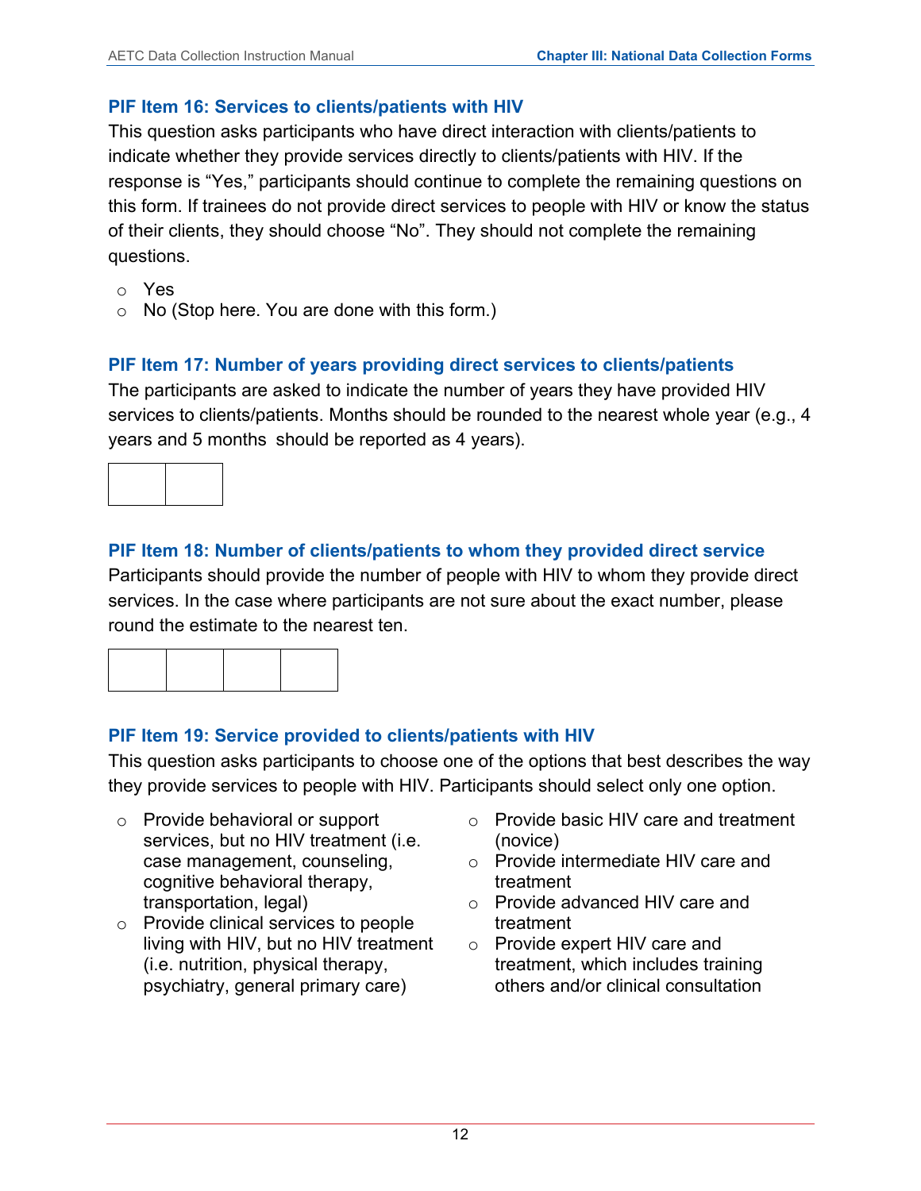### PIF Item 16: Services to clients/patients with HIV

This question asks participants who have direct interaction with clients/patients to indicate whether they provide services directly to clients/patients with HIV. If the response is "Yes," participants should continue to complete the remaining questions on this form. If trainees do not provide direct services to people with HIV or know the status of their clients, they should choose "No". They should not complete the remaining questions.

- Yes
- No (Stop here. You are done with this form.)

### PIF Item 17: Number of years providing direct services to clients/patients

The participants are asked to indicate the number of years they have provided HIV services to clients/patients. Months should be rounded to the nearest whole year (e.g., 4 years and 5 months should be reported as 4 years).

| | |
|---|---|
| | |

### PIF Item 18: Number of clients/patients to whom they provided direct service

Participants should provide the number of people with HIV to whom they provide direct services. In the case where participants are not sure about the exact number, please round the estimate to the nearest ten.

| | | | |
|---|---|---|---|
| | | | |

### PIF Item 19: Service provided to clients/patients with HIV

This question asks participants to choose one of the options that best describes the way they provide services to people with HIV. Participants should select only one option.

- Provide behavioral or support services, but no HIV treatment (i.e. case management, counseling, cognitive behavioral therapy, transportation, legal)
- Provide clinical services to people living with HIV, but no HIV treatment (i.e. nutrition, physical therapy, psychiatry, general primary care)
- Provide basic HIV care and treatment (novice)
- Provide intermediate HIV care and treatment
- Provide advanced HIV care and treatment
- Provide expert HIV care and treatment, which includes training others and/or clinical consultation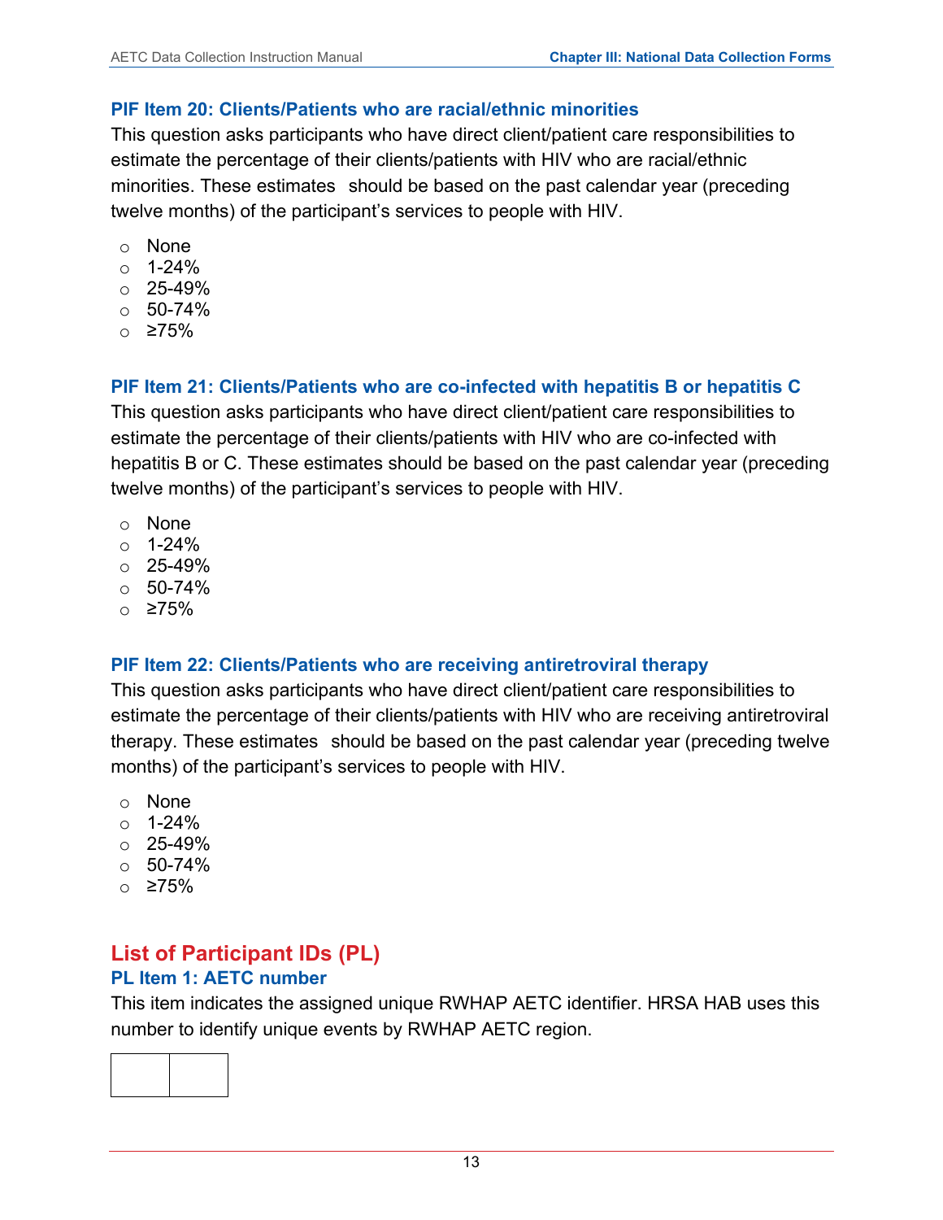### PIF Item 20: Clients/Patients who are racial/ethnic minorities

This question asks participants who have direct client/patient care responsibilities to estimate the percentage of their clients/patients with HIV who are racial/ethnic minorities. These estimates should be based on the past calendar year (preceding twelve months) of the participant's services to people with HIV.

- ○ None
- ○ 1-24%
- ○ 25-49%
- ○ 50-74%
- ○ ≥75%

### PIF Item 21: Clients/Patients who are co-infected with hepatitis B or hepatitis C

This question asks participants who have direct client/patient care responsibilities to estimate the percentage of their clients/patients with HIV who are co-infected with hepatitis B or C. These estimates should be based on the past calendar year (preceding twelve months) of the participant's services to people with HIV.

- ○ None
- ○ 1-24%
- ○ 25-49%
- ○ 50-74%
- ○ ≥75%

### PIF Item 22: Clients/Patients who are receiving antiretroviral therapy

This question asks participants who have direct client/patient care responsibilities to estimate the percentage of their clients/patients with HIV who are receiving antiretroviral therapy. These estimates should be based on the past calendar year (preceding twelve months) of the participant's services to people with HIV.

- ○ None
- ○ 1-24%
- ○ 25-49%
- ○ 50-74%
- ○ ≥75%

## List of Participant IDs (PL)

### PL Item 1: AETC number

This item indicates the assigned unique RWHAP AETC identifier. HRSA HAB uses this number to identify unique events by RWHAP AETC region.

| | |
|---|---|
| | |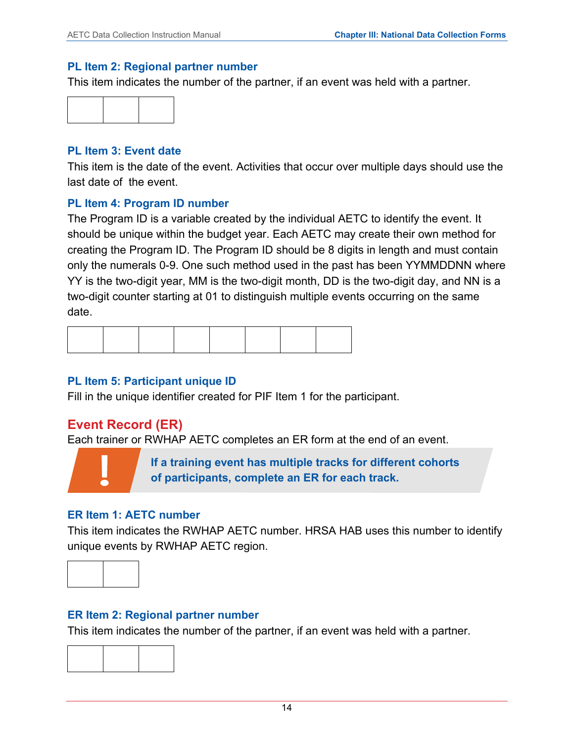### PL Item 2: Regional partner number

This item indicates the number of the partner, if an event was held with a partner.

| | | |
|---|---|---|
| | | |

### PL Item 3: Event date

This item is the date of the event. Activities that occur over multiple days should use the last date of the event.

### PL Item 4: Program ID number

The Program ID is a variable created by the individual AETC to identify the event. It should be unique within the budget year. Each AETC may create their own method for creating the Program ID. The Program ID should be 8 digits in length and must contain only the numerals 0-9. One such method used in the past has been YYMMDDNN where YY is the two-digit year, MM is the two-digit month, DD is the two-digit day, and NN is a two-digit counter starting at 01 to distinguish multiple events occurring on the same date.

| | | | | | | | |
|---|---|---|---|---|---|---|---|
| | | | | | | | |

### PL Item 5: Participant unique ID

Fill in the unique identifier created for PIF Item 1 for the participant.

## Event Record (ER)

Each trainer or RWHAP AETC completes an ER form at the end of an event.

> **!** **If a training event has multiple tracks for different cohorts of participants, complete an ER for each track.**

### ER Item 1: AETC number

This item indicates the RWHAP AETC number. HRSA HAB uses this number to identify unique events by RWHAP AETC region.

| | |
|---|---|
| | |

### ER Item 2: Regional partner number

This item indicates the number of the partner, if an event was held with a partner.

| | | |
|---|---|---|
| | | |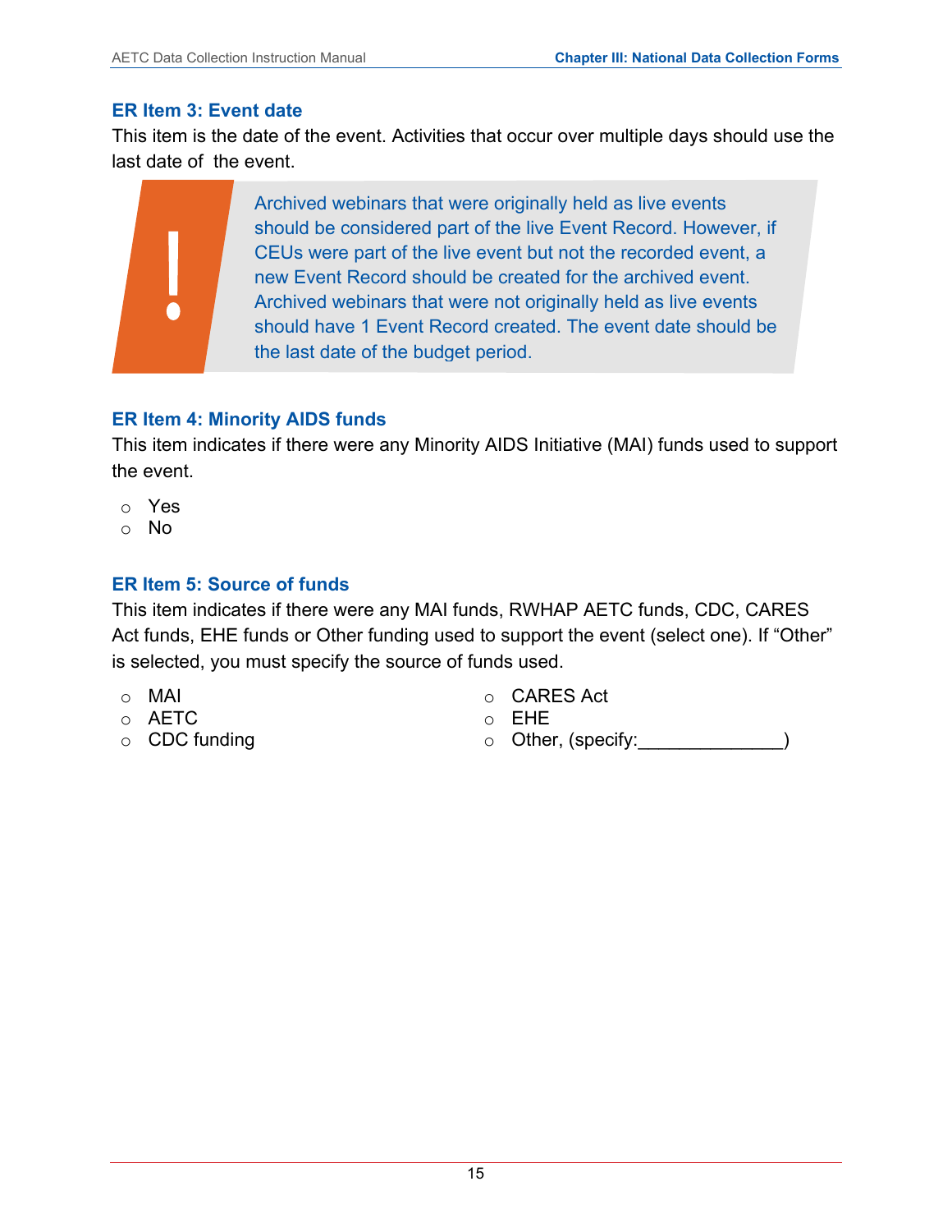### ER Item 3: Event date

This item is the date of the event. Activities that occur over multiple days should use the last date of the event.

> **!** Archived webinars that were originally held as live events should be considered part of the live Event Record. However, if CEUs were part of the live event but not the recorded event, a new Event Record should be created for the archived event. Archived webinars that were not originally held as live events should have 1 Event Record created. The event date should be the last date of the budget period.

### ER Item 4: Minority AIDS funds

This item indicates if there were any Minority AIDS Initiative (MAI) funds used to support the event.

- Yes
- No

### ER Item 5: Source of funds

This item indicates if there were any MAI funds, RWHAP AETC funds, CDC, CARES Act funds, EHE funds or Other funding used to support the event (select one). If "Other" is selected, you must specify the source of funds used.

- MAI
- AETC
- CDC funding
- CARES Act
- EHE
- Other, (specify:______________)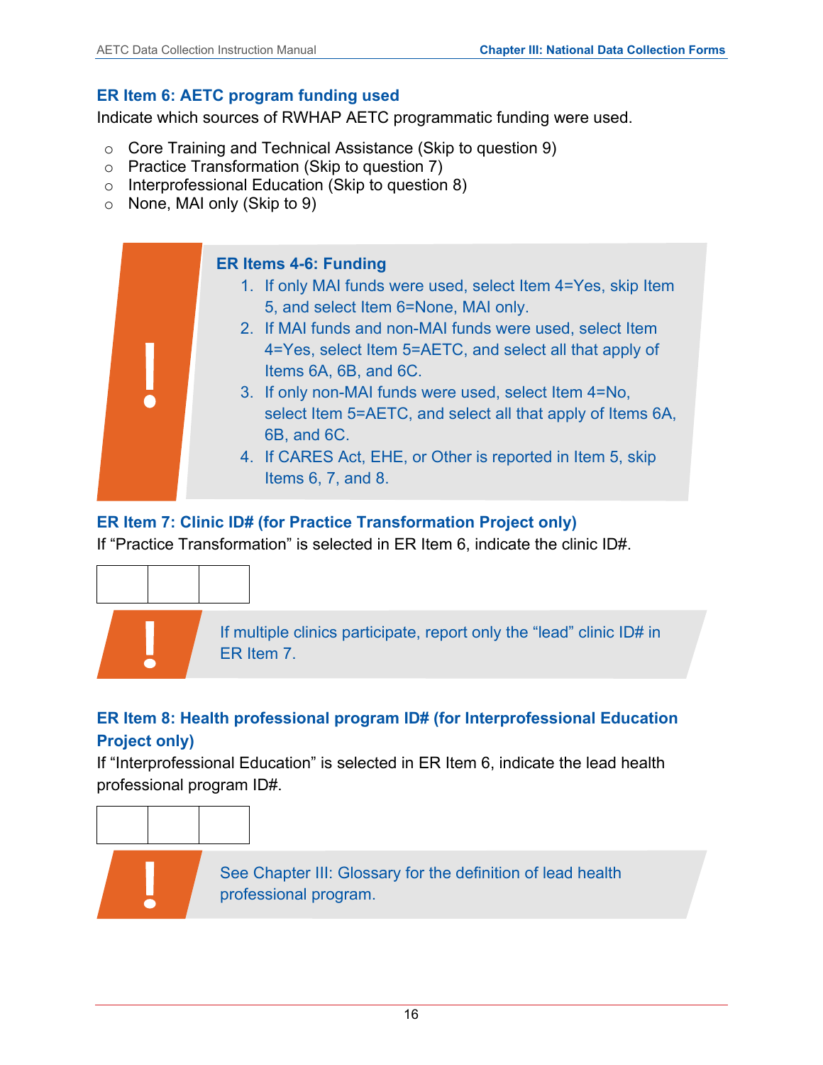### ER Item 6: AETC program funding used

Indicate which sources of RWHAP AETC programmatic funding were used.

- Core Training and Technical Assistance (Skip to question 9)
- Practice Transformation (Skip to question 7)
- Interprofessional Education (Skip to question 8)
- None, MAI only (Skip to 9)

> **!**
>
> **ER Items 4-6: Funding**
>
> 1. If only MAI funds were used, select Item 4=Yes, skip Item 5, and select Item 6=None, MAI only.
> 2. If MAI funds and non-MAI funds were used, select Item 4=Yes, select Item 5=AETC, and select all that apply of Items 6A, 6B, and 6C.
> 3. If only non-MAI funds were used, select Item 4=No, select Item 5=AETC, and select all that apply of Items 6A, 6B, and 6C.
> 4. If CARES Act, EHE, or Other is reported in Item 5, skip Items 6, 7, and 8.

### ER Item 7: Clinic ID# (for Practice Transformation Project only)

If "Practice Transformation" is selected in ER Item 6, indicate the clinic ID#.

| | | |
|---|---|---|
| | | |

> **!** If multiple clinics participate, report only the "lead" clinic ID# in ER Item 7.

### ER Item 8: Health professional program ID# (for Interprofessional Education Project only)

If "Interprofessional Education" is selected in ER Item 6, indicate the lead health professional program ID#.

| | | |
|---|---|---|
| | | |

> **!** See Chapter III: Glossary for the definition of lead health professional program.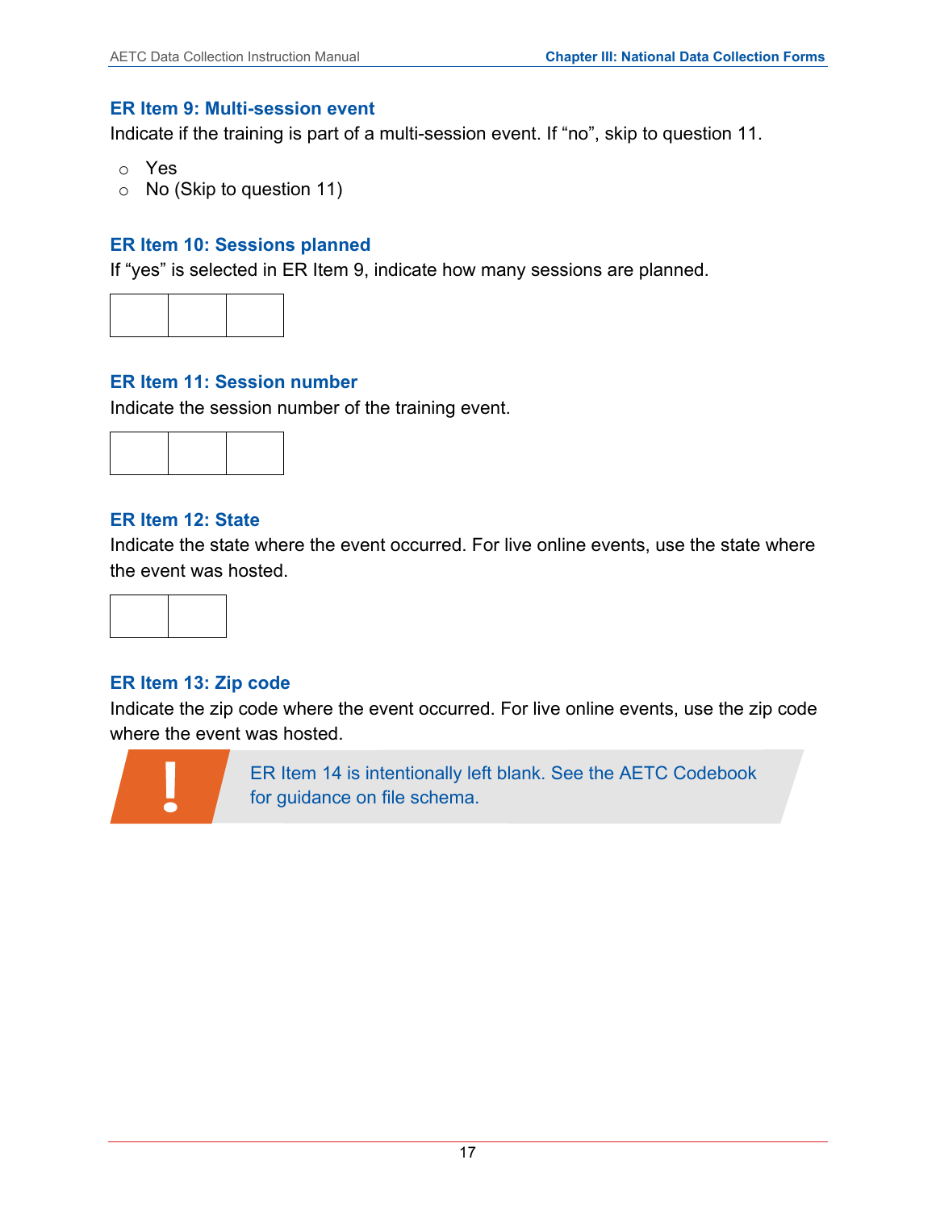### ER Item 9: Multi-session event

Indicate if the training is part of a multi-session event. If "no", skip to question 11.

- Yes
- No (Skip to question 11)

### ER Item 10: Sessions planned

If "yes" is selected in ER Item 9, indicate how many sessions are planned.

| | | |
|---|---|---|

### ER Item 11: Session number

Indicate the session number of the training event.

| | | |
|---|---|---|

### ER Item 12: State

Indicate the state where the event occurred. For live online events, use the state where the event was hosted.

| | |
|---|---|

### ER Item 13: Zip code

Indicate the zip code where the event occurred. For live online events, use the zip code where the event was hosted.

> **!** ER Item 14 is intentionally left blank. See the AETC Codebook for guidance on file schema.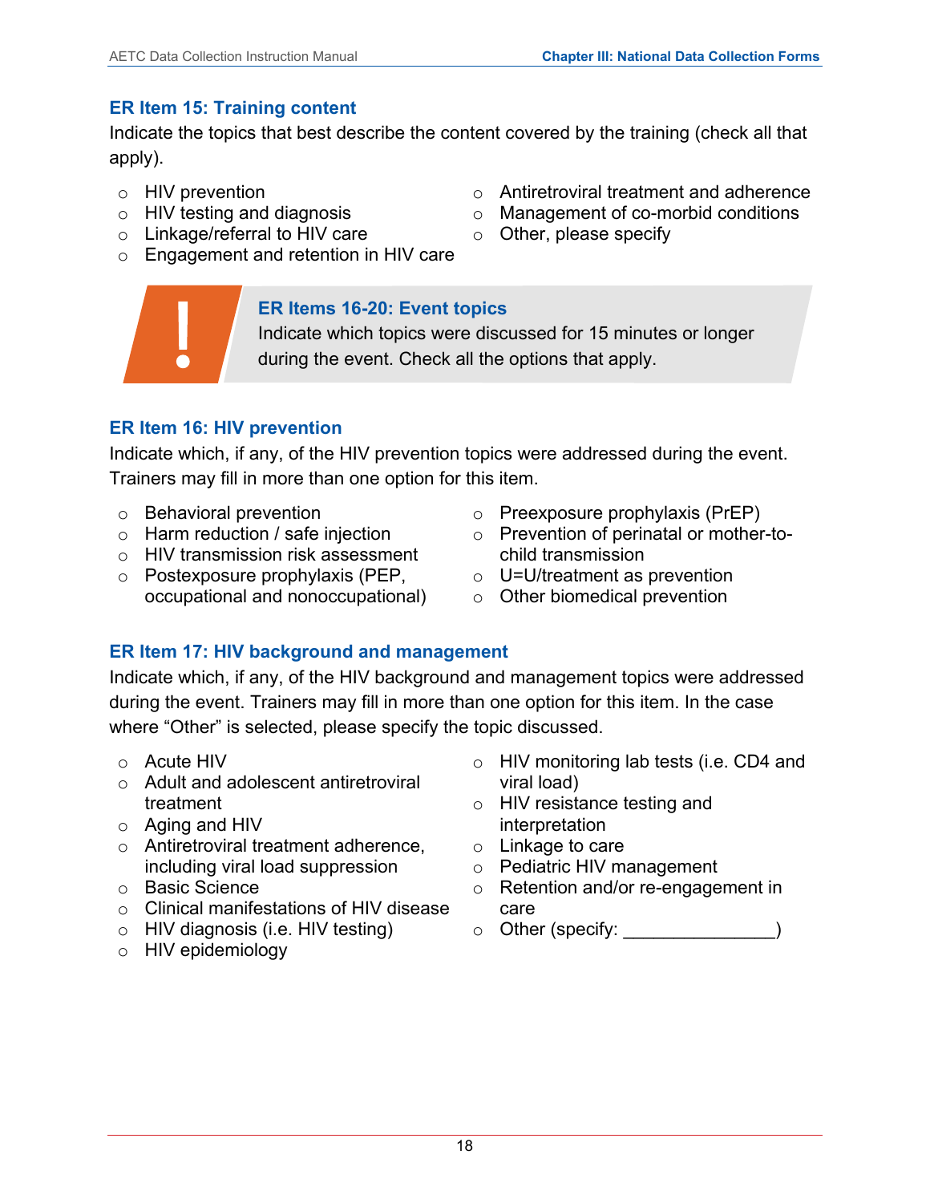### ER Item 15: Training content

Indicate the topics that best describe the content covered by the training (check all that apply).

- HIV prevention
- HIV testing and diagnosis
- Linkage/referral to HIV care
- Engagement and retention in HIV care
- Antiretroviral treatment and adherence
- Management of co-morbid conditions
- Other, please specify

> **!**
>
> **ER Items 16-20: Event topics**
>
> Indicate which topics were discussed for 15 minutes or longer during the event. Check all the options that apply.

### ER Item 16: HIV prevention

Indicate which, if any, of the HIV prevention topics were addressed during the event. Trainers may fill in more than one option for this item.

- Behavioral prevention
- Harm reduction / safe injection
- HIV transmission risk assessment
- Postexposure prophylaxis (PEP, occupational and nonoccupational)
- Preexposure prophylaxis (PrEP)
- Prevention of perinatal or mother-to-child transmission
- U=U/treatment as prevention
- Other biomedical prevention

### ER Item 17: HIV background and management

Indicate which, if any, of the HIV background and management topics were addressed during the event. Trainers may fill in more than one option for this item. In the case where "Other" is selected, please specify the topic discussed.

- Acute HIV
- Adult and adolescent antiretroviral treatment
- Aging and HIV
- Antiretroviral treatment adherence, including viral load suppression
- Basic Science
- Clinical manifestations of HIV disease
- HIV diagnosis (i.e. HIV testing)
- HIV epidemiology
- HIV monitoring lab tests (i.e. CD4 and viral load)
- HIV resistance testing and interpretation
- Linkage to care
- Pediatric HIV management
- Retention and/or re-engagement in care
- Other (specify: _______________)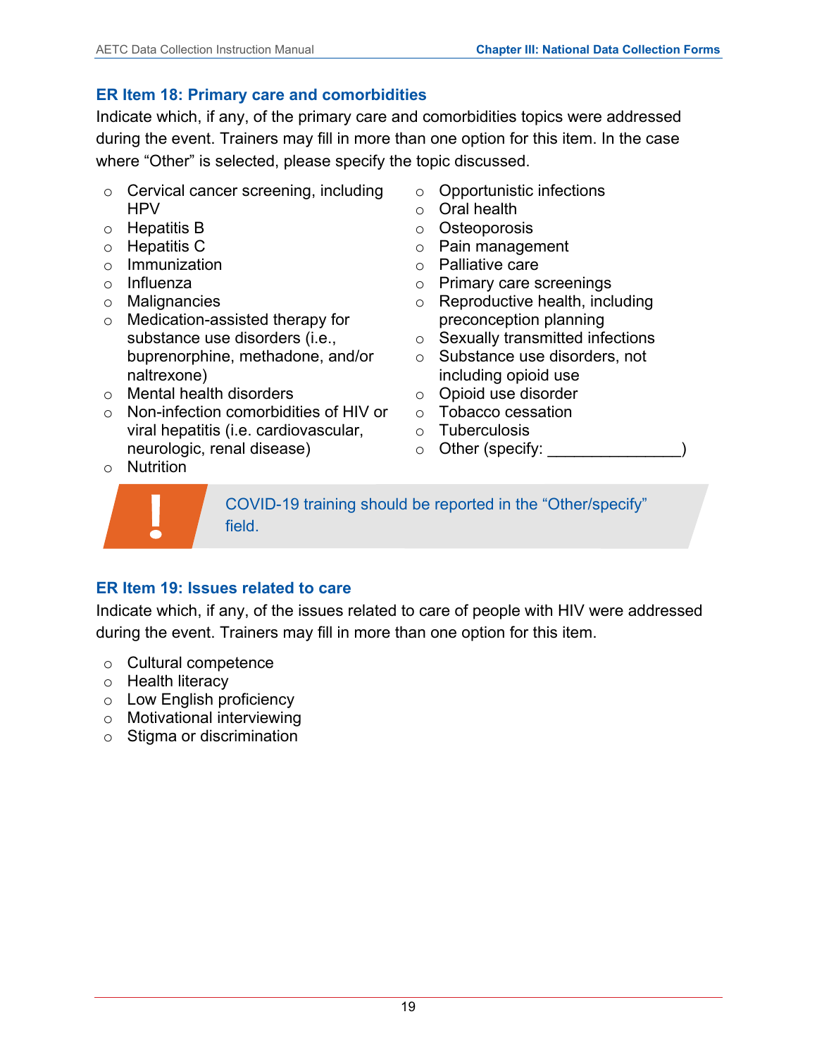### ER Item 18: Primary care and comorbidities

Indicate which, if any, of the primary care and comorbidities topics were addressed during the event. Trainers may fill in more than one option for this item. In the case where "Other" is selected, please specify the topic discussed.

- Cervical cancer screening, including HPV
- Hepatitis B
- Hepatitis C
- Immunization
- Influenza
- Malignancies
- Medication-assisted therapy for substance use disorders (i.e., buprenorphine, methadone, and/or naltrexone)
- Mental health disorders
- Non-infection comorbidities of HIV or viral hepatitis (i.e. cardiovascular, neurologic, renal disease)
- Nutrition
- Opportunistic infections
- Oral health
- Osteoporosis
- Pain management
- Palliative care
- Primary care screenings
- Reproductive health, including preconception planning
- Sexually transmitted infections
- Substance use disorders, not including opioid use
- Opioid use disorder
- Tobacco cessation
- Tuberculosis
- Other (specify: _______________)

**!** COVID-19 training should be reported in the "Other/specify" field.

### ER Item 19: Issues related to care

Indicate which, if any, of the issues related to care of people with HIV were addressed during the event. Trainers may fill in more than one option for this item.

- Cultural competence
- Health literacy
- Low English proficiency
- Motivational interviewing
- Stigma or discrimination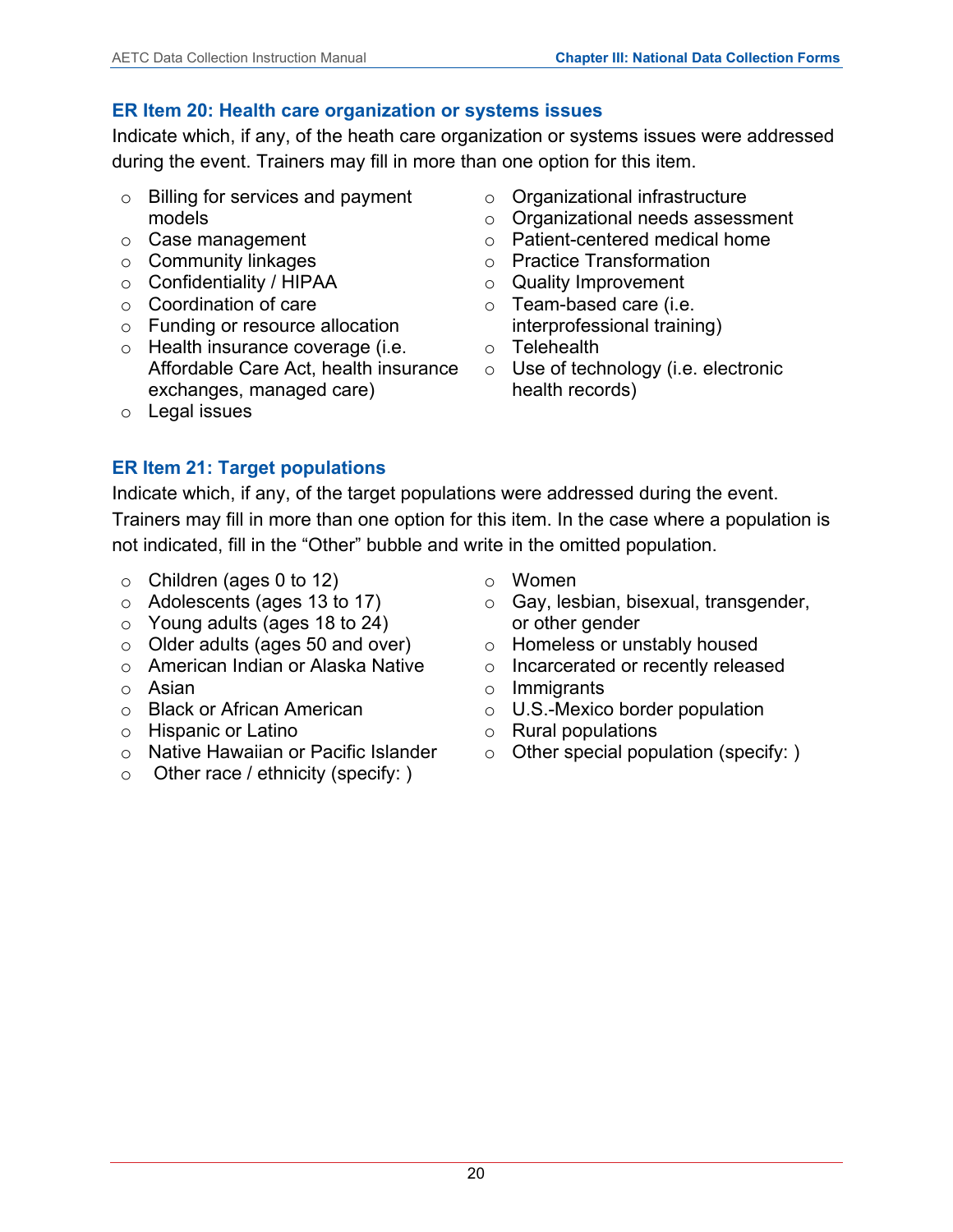### ER Item 20: Health care organization or systems issues

Indicate which, if any, of the heath care organization or systems issues were addressed during the event. Trainers may fill in more than one option for this item.

- Billing for services and payment models
- Case management
- Community linkages
- Confidentiality / HIPAA
- Coordination of care
- Funding or resource allocation
- Health insurance coverage (i.e. Affordable Care Act, health insurance exchanges, managed care)
- Legal issues
- Organizational infrastructure
- Organizational needs assessment
- Patient-centered medical home
- Practice Transformation
- Quality Improvement
- Team-based care (i.e. interprofessional training)
- Telehealth
- Use of technology (i.e. electronic health records)

### ER Item 21: Target populations

Indicate which, if any, of the target populations were addressed during the event. Trainers may fill in more than one option for this item. In the case where a population is not indicated, fill in the "Other" bubble and write in the omitted population.

- Children (ages 0 to 12)
- Adolescents (ages 13 to 17)
- Young adults (ages 18 to 24)
- Older adults (ages 50 and over)
- American Indian or Alaska Native
- Asian
- Black or African American
- Hispanic or Latino
- Native Hawaiian or Pacific Islander
- Other race / ethnicity (specify: )
- Women
- Gay, lesbian, bisexual, transgender, or other gender
- Homeless or unstably housed
- Incarcerated or recently released
- Immigrants
- U.S.-Mexico border population
- Rural populations
- Other special population (specify: )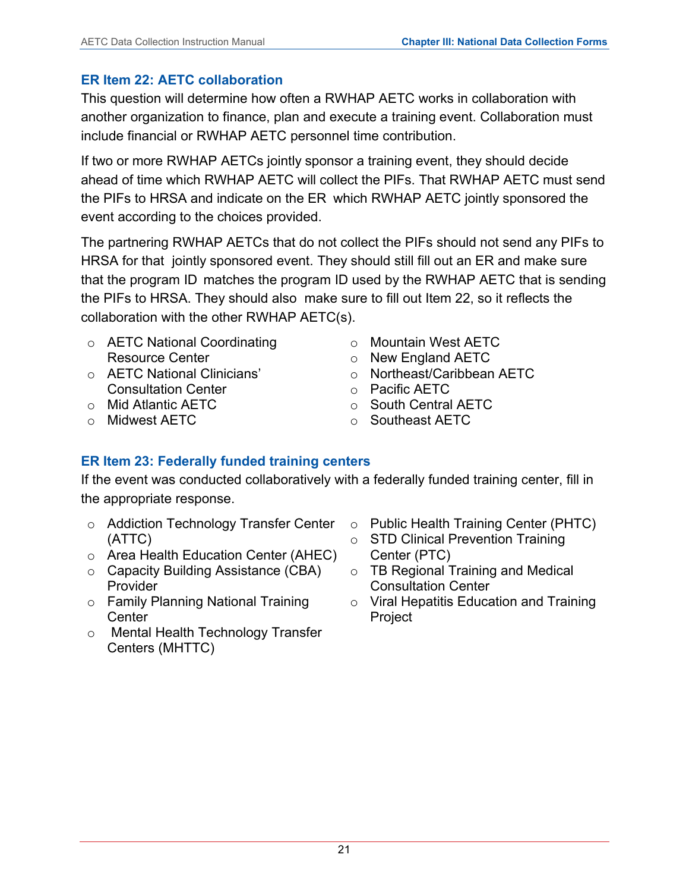### ER Item 22: AETC collaboration

This question will determine how often a RWHAP AETC works in collaboration with another organization to finance, plan and execute a training event. Collaboration must include financial or RWHAP AETC personnel time contribution.

If two or more RWHAP AETCs jointly sponsor a training event, they should decide ahead of time which RWHAP AETC will collect the PIFs. That RWHAP AETC must send the PIFs to HRSA and indicate on the ER which RWHAP AETC jointly sponsored the event according to the choices provided.

The partnering RWHAP AETCs that do not collect the PIFs should not send any PIFs to HRSA for that jointly sponsored event. They should still fill out an ER and make sure that the program ID matches the program ID used by the RWHAP AETC that is sending the PIFs to HRSA. They should also make sure to fill out Item 22, so it reflects the collaboration with the other RWHAP AETC(s).

- AETC National Coordinating Resource Center
- AETC National Clinicians' Consultation Center
- Mid Atlantic AETC
- Midwest AETC
- Mountain West AETC
- New England AETC
- Northeast/Caribbean AETC
- Pacific AETC
- South Central AETC
- Southeast AETC

### ER Item 23: Federally funded training centers

If the event was conducted collaboratively with a federally funded training center, fill in the appropriate response.

- Addiction Technology Transfer Center (ATTC)
- Area Health Education Center (AHEC)
- Capacity Building Assistance (CBA) Provider
- Family Planning National Training Center
- Mental Health Technology Transfer Centers (MHTTC)
- Public Health Training Center (PHTC)
- STD Clinical Prevention Training Center (PTC)
- TB Regional Training and Medical Consultation Center
- Viral Hepatitis Education and Training Project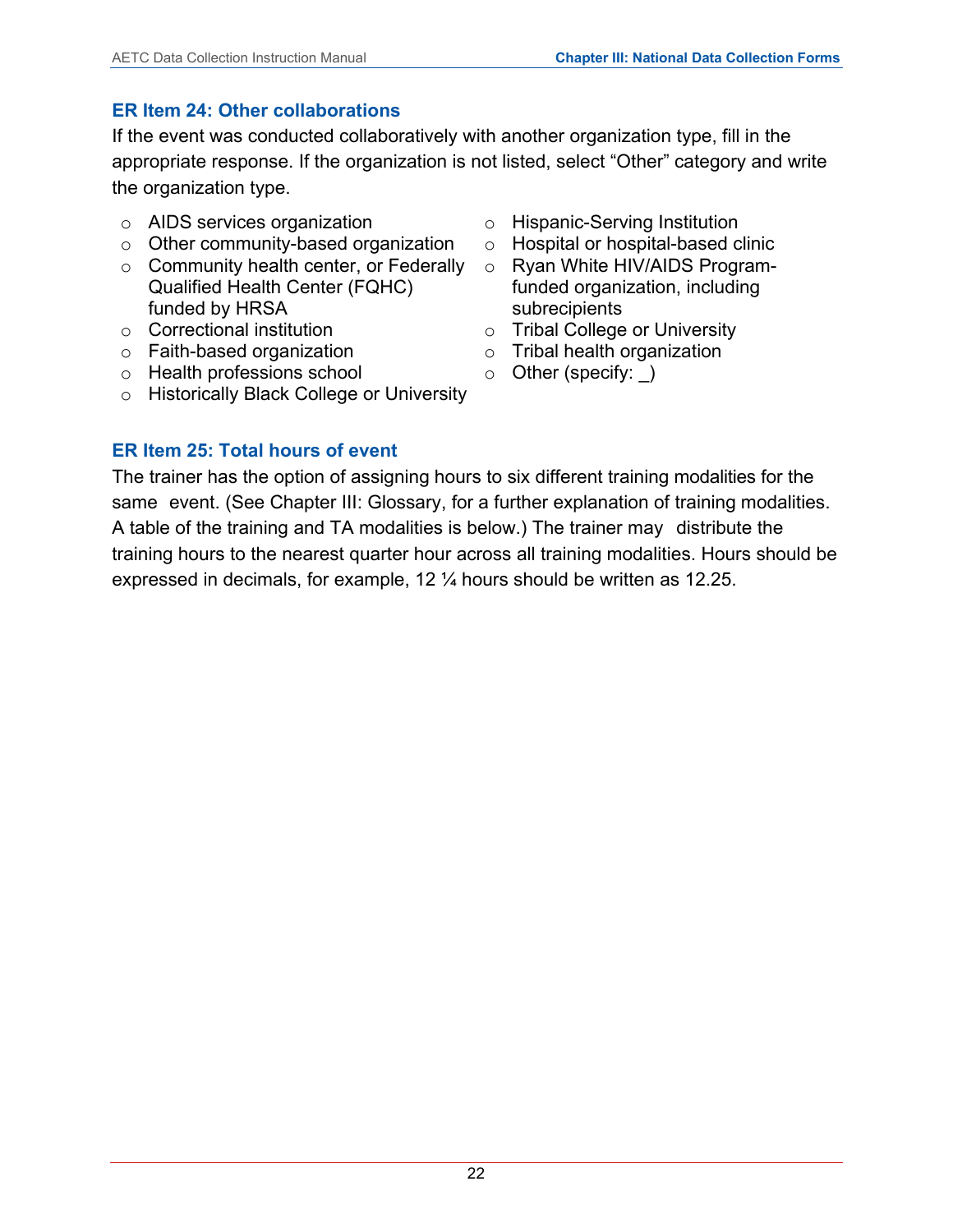### ER Item 24: Other collaborations

If the event was conducted collaboratively with another organization type, fill in the appropriate response. If the organization is not listed, select "Other" category and write the organization type.

- AIDS services organization
- Other community-based organization
- Community health center, or Federally Qualified Health Center (FQHC) funded by HRSA
- Correctional institution
- Faith-based organization
- Health professions school
- Historically Black College or University
- Hispanic-Serving Institution
- Hospital or hospital-based clinic
- Ryan White HIV/AIDS Program-funded organization, including subrecipients
- Tribal College or University
- Tribal health organization
- Other (specify: _)

### ER Item 25: Total hours of event

The trainer has the option of assigning hours to six different training modalities for the same event. (See Chapter III: Glossary, for a further explanation of training modalities. A table of the training and TA modalities is below.) The trainer may distribute the training hours to the nearest quarter hour across all training modalities. Hours should be expressed in decimals, for example, 12 ¼ hours should be written as 12.25.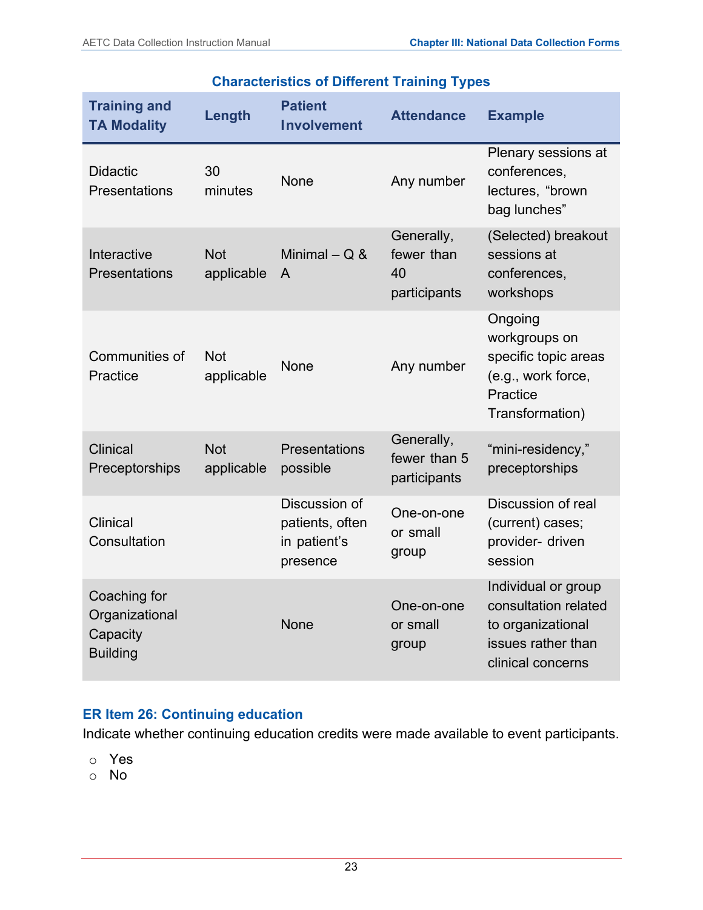### Characteristics of Different Training Types

| Training and TA Modality | Length | Patient Involvement | Attendance | Example |
|---|---|---|---|---|
| Didactic Presentations | 30 minutes | None | Any number | Plenary sessions at conferences, lectures, "brown bag lunches" |
| Interactive Presentations | Not applicable | Minimal – Q & A | Generally, fewer than 40 participants | (Selected) breakout sessions at conferences, workshops |
| Communities of Practice | Not applicable | None | Any number | Ongoing workgroups on specific topic areas (e.g., work force, Practice Transformation) |
| Clinical Preceptorships | Not applicable | Presentations possible | Generally, fewer than 5 participants | "mini-residency," preceptorships |
| Clinical Consultation | | Discussion of patients, often in patient's presence | One-on-one or small group | Discussion of real (current) cases; provider- driven session |
| Coaching for Organizational Capacity Building | | None | One-on-one or small group | Individual or group consultation related to organizational issues rather than clinical concerns |

### ER Item 26: Continuing education

Indicate whether continuing education credits were made available to event participants.

- Yes
- No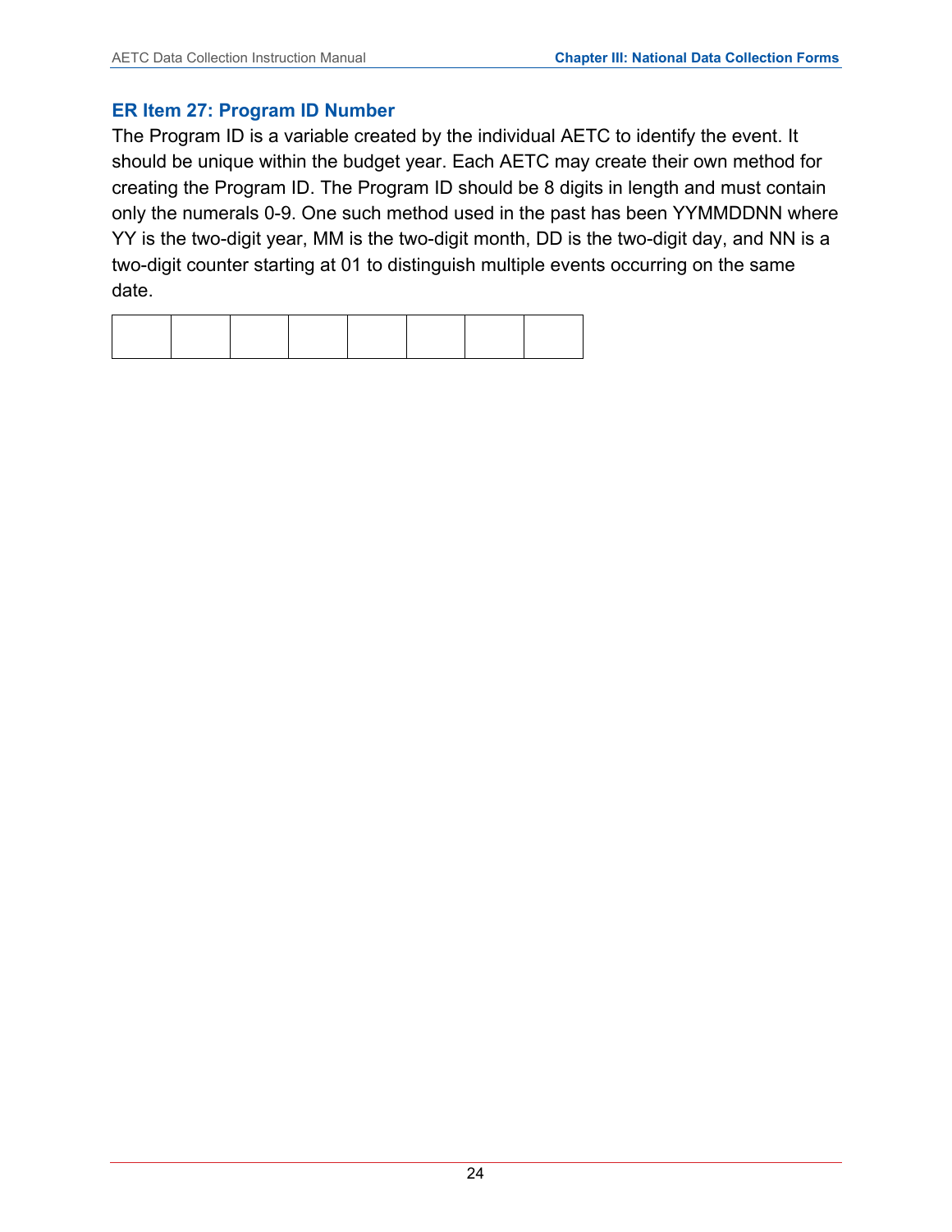## ER Item 27: Program ID Number

The Program ID is a variable created by the individual AETC to identify the event. It should be unique within the budget year. Each AETC may create their own method for creating the Program ID. The Program ID should be 8 digits in length and must contain only the numerals 0-9. One such method used in the past has been YYMMDDNN where YY is the two-digit year, MM is the two-digit month, DD is the two-digit day, and NN is a two-digit counter starting at 01 to distinguish multiple events occurring on the same date.

| | | | | | | | |
|---|---|---|---|---|---|---|---|
| | | | | | | | |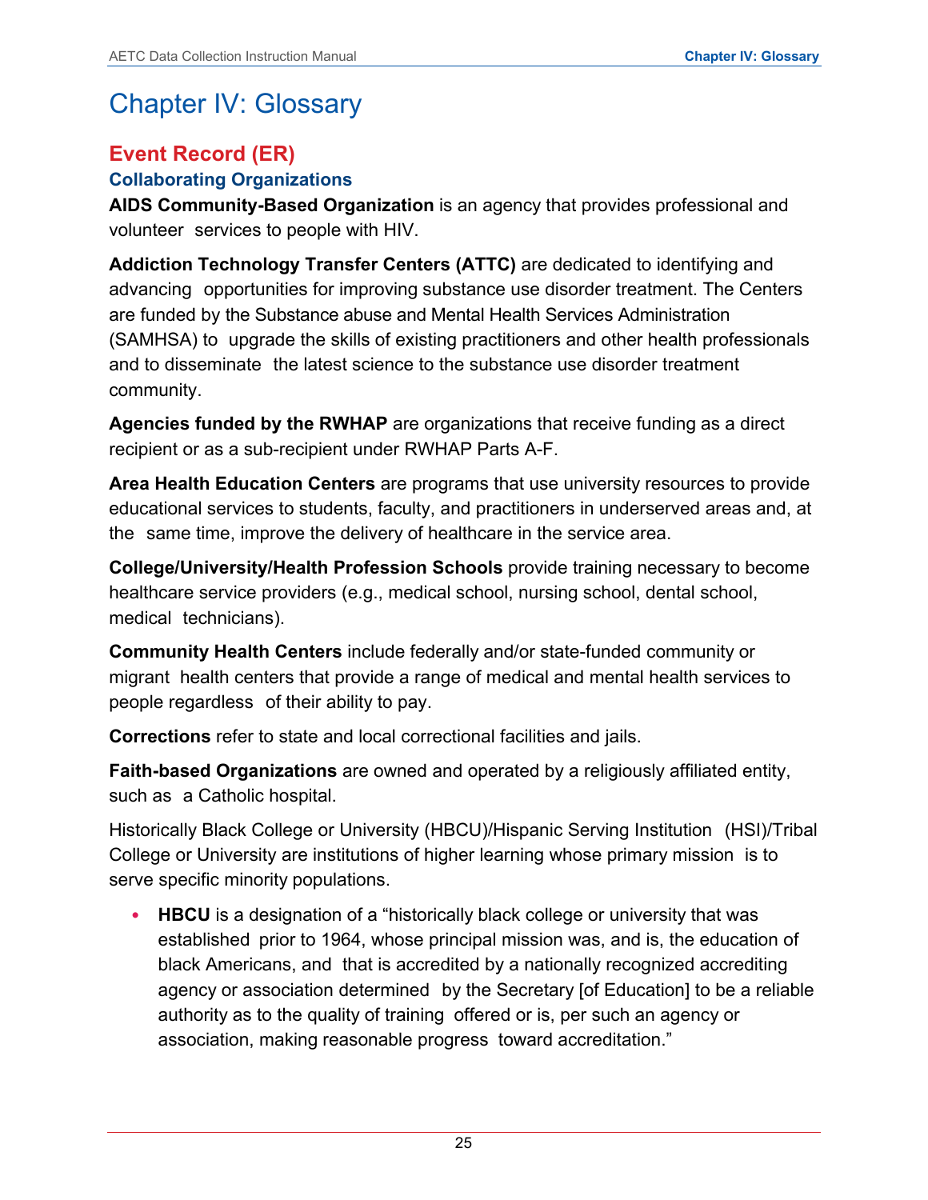# Chapter IV: Glossary

## Event Record (ER)

### Collaborating Organizations

**AIDS Community-Based Organization** is an agency that provides professional and volunteer services to people with HIV.

**Addiction Technology Transfer Centers (ATTC)** are dedicated to identifying and advancing opportunities for improving substance use disorder treatment. The Centers are funded by the Substance abuse and Mental Health Services Administration (SAMHSA) to upgrade the skills of existing practitioners and other health professionals and to disseminate the latest science to the substance use disorder treatment community.

**Agencies funded by the RWHAP** are organizations that receive funding as a direct recipient or as a sub-recipient under RWHAP Parts A-F.

**Area Health Education Centers** are programs that use university resources to provide educational services to students, faculty, and practitioners in underserved areas and, at the same time, improve the delivery of healthcare in the service area.

**College/University/Health Profession Schools** provide training necessary to become healthcare service providers (e.g., medical school, nursing school, dental school, medical technicians).

**Community Health Centers** include federally and/or state-funded community or migrant health centers that provide a range of medical and mental health services to people regardless of their ability to pay.

**Corrections** refer to state and local correctional facilities and jails.

**Faith-based Organizations** are owned and operated by a religiously affiliated entity, such as a Catholic hospital.

Historically Black College or University (HBCU)/Hispanic Serving Institution (HSI)/Tribal College or University are institutions of higher learning whose primary mission is to serve specific minority populations.

- **HBCU** is a designation of a “historically black college or university that was established prior to 1964, whose principal mission was, and is, the education of black Americans, and that is accredited by a nationally recognized accrediting agency or association determined by the Secretary [of Education] to be a reliable authority as to the quality of training offered or is, per such an agency or association, making reasonable progress toward accreditation.”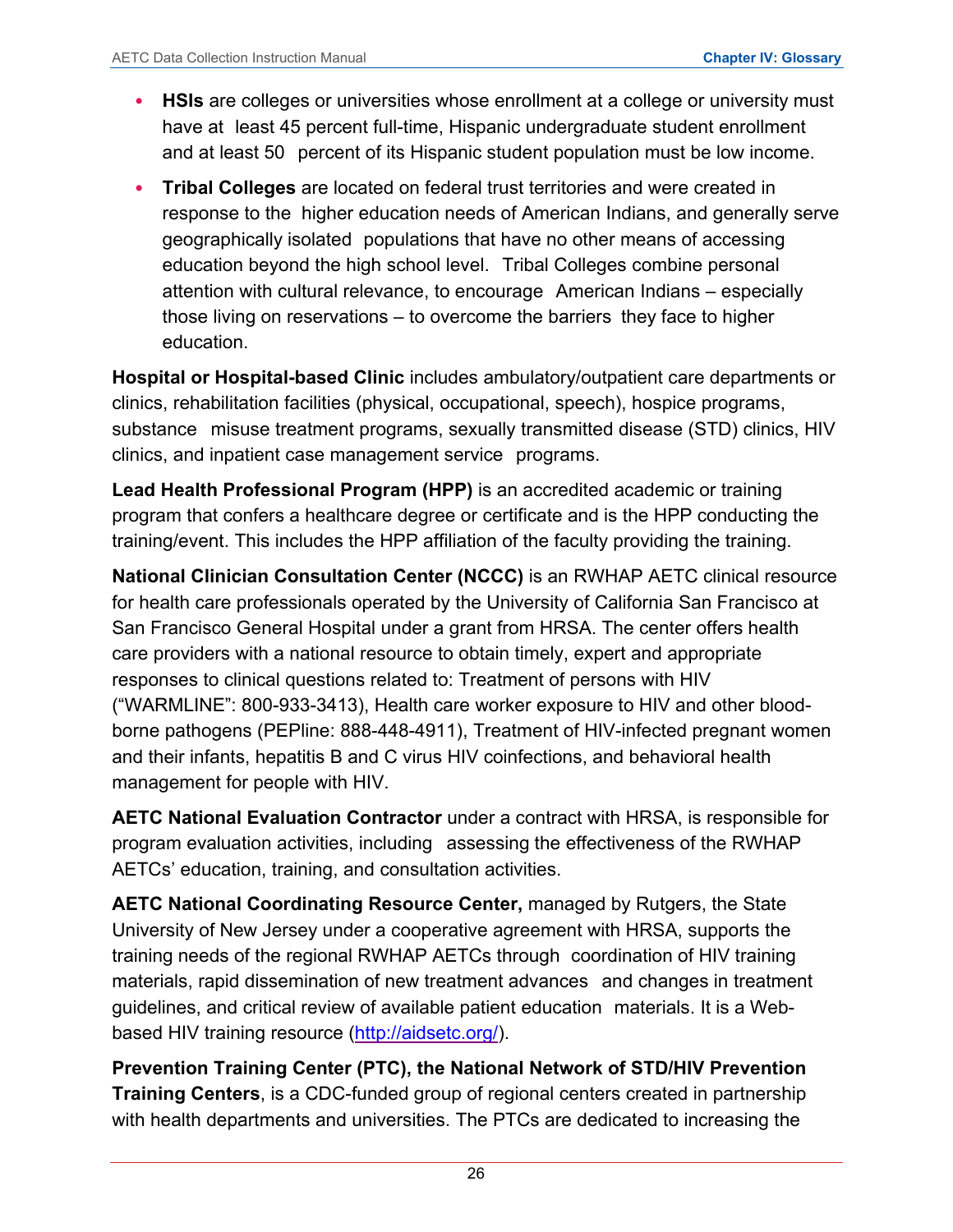- **HSIs** are colleges or universities whose enrollment at a college or university must have at least 45 percent full-time, Hispanic undergraduate student enrollment and at least 50 percent of its Hispanic student population must be low income.
- **Tribal Colleges** are located on federal trust territories and were created in response to the higher education needs of American Indians, and generally serve geographically isolated populations that have no other means of accessing education beyond the high school level. Tribal Colleges combine personal attention with cultural relevance, to encourage American Indians – especially those living on reservations – to overcome the barriers they face to higher education.

**Hospital or Hospital-based Clinic** includes ambulatory/outpatient care departments or clinics, rehabilitation facilities (physical, occupational, speech), hospice programs, substance misuse treatment programs, sexually transmitted disease (STD) clinics, HIV clinics, and inpatient case management service programs.

**Lead Health Professional Program (HPP)** is an accredited academic or training program that confers a healthcare degree or certificate and is the HPP conducting the training/event. This includes the HPP affiliation of the faculty providing the training.

**National Clinician Consultation Center (NCCC)** is an RWHAP AETC clinical resource for health care professionals operated by the University of California San Francisco at San Francisco General Hospital under a grant from HRSA. The center offers health care providers with a national resource to obtain timely, expert and appropriate responses to clinical questions related to: Treatment of persons with HIV ("WARMLINE": 800-933-3413), Health care worker exposure to HIV and other blood-borne pathogens (PEPline: 888-448-4911), Treatment of HIV-infected pregnant women and their infants, hepatitis B and C virus HIV coinfections, and behavioral health management for people with HIV.

**AETC National Evaluation Contractor** under a contract with HRSA, is responsible for program evaluation activities, including assessing the effectiveness of the RWHAP AETCs' education, training, and consultation activities.

**AETC National Coordinating Resource Center,** managed by Rutgers, the State University of New Jersey under a cooperative agreement with HRSA, supports the training needs of the regional RWHAP AETCs through coordination of HIV training materials, rapid dissemination of new treatment advances and changes in treatment guidelines, and critical review of available patient education materials. It is a Web-based HIV training resource ([http://aidsetc.org/](http://aidsetc.org/)).

**Prevention Training Center (PTC), the National Network of STD/HIV Prevention Training Centers**, is a CDC-funded group of regional centers created in partnership with health departments and universities. The PTCs are dedicated to increasing the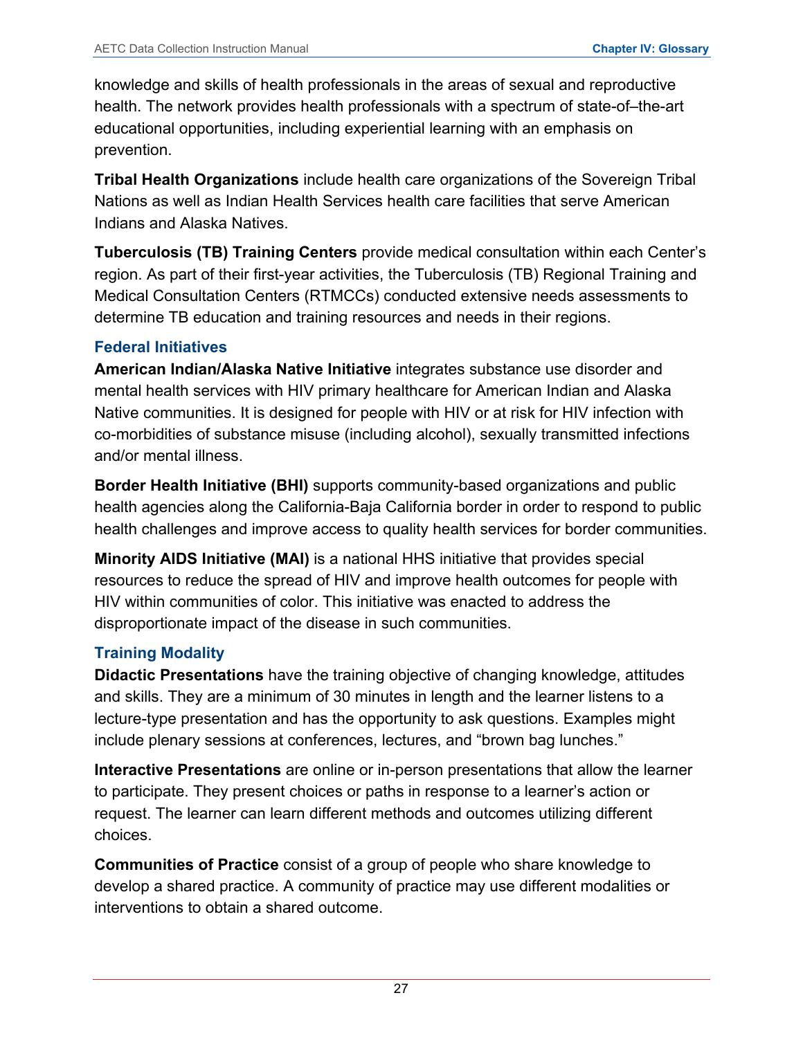knowledge and skills of health professionals in the areas of sexual and reproductive health. The network provides health professionals with a spectrum of state-of–the-art educational opportunities, including experiential learning with an emphasis on prevention.

**Tribal Health Organizations** include health care organizations of the Sovereign Tribal Nations as well as Indian Health Services health care facilities that serve American Indians and Alaska Natives.

**Tuberculosis (TB) Training Centers** provide medical consultation within each Center's region. As part of their first-year activities, the Tuberculosis (TB) Regional Training and Medical Consultation Centers (RTMCCs) conducted extensive needs assessments to determine TB education and training resources and needs in their regions.

### Federal Initiatives

**American Indian/Alaska Native Initiative** integrates substance use disorder and mental health services with HIV primary healthcare for American Indian and Alaska Native communities. It is designed for people with HIV or at risk for HIV infection with co-morbidities of substance misuse (including alcohol), sexually transmitted infections and/or mental illness.

**Border Health Initiative (BHI)** supports community-based organizations and public health agencies along the California-Baja California border in order to respond to public health challenges and improve access to quality health services for border communities.

**Minority AIDS Initiative (MAI)** is a national HHS initiative that provides special resources to reduce the spread of HIV and improve health outcomes for people with HIV within communities of color. This initiative was enacted to address the disproportionate impact of the disease in such communities.

### Training Modality

**Didactic Presentations** have the training objective of changing knowledge, attitudes and skills. They are a minimum of 30 minutes in length and the learner listens to a lecture-type presentation and has the opportunity to ask questions. Examples might include plenary sessions at conferences, lectures, and "brown bag lunches."

**Interactive Presentations** are online or in-person presentations that allow the learner to participate. They present choices or paths in response to a learner's action or request. The learner can learn different methods and outcomes utilizing different choices.

**Communities of Practice** consist of a group of people who share knowledge to develop a shared practice. A community of practice may use different modalities or interventions to obtain a shared outcome.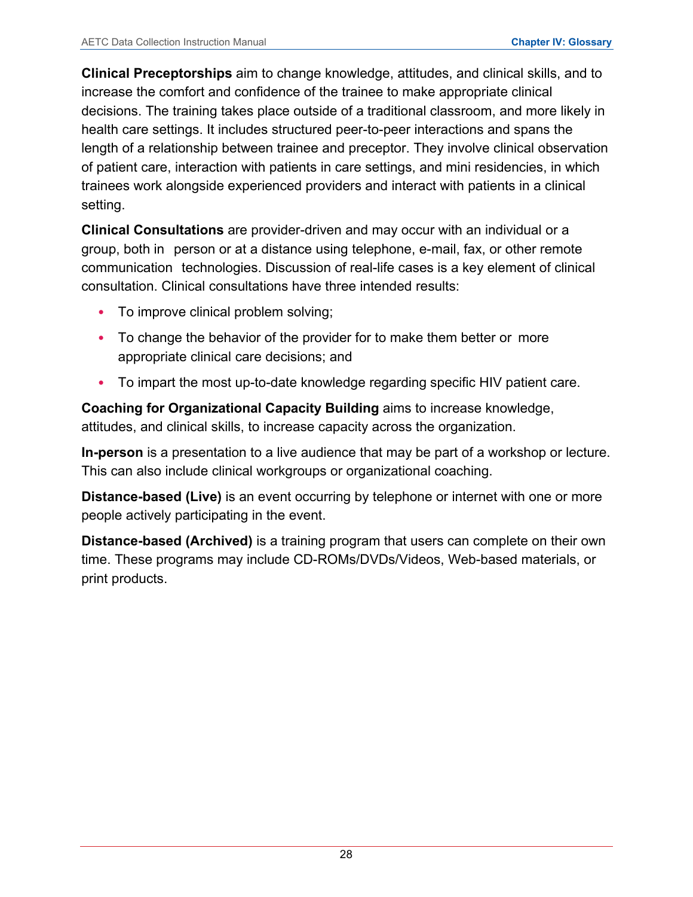**Clinical Preceptorships** aim to change knowledge, attitudes, and clinical skills, and to increase the comfort and confidence of the trainee to make appropriate clinical decisions. The training takes place outside of a traditional classroom, and more likely in health care settings. It includes structured peer-to-peer interactions and spans the length of a relationship between trainee and preceptor. They involve clinical observation of patient care, interaction with patients in care settings, and mini residencies, in which trainees work alongside experienced providers and interact with patients in a clinical setting.

**Clinical Consultations** are provider-driven and may occur with an individual or a group, both in person or at a distance using telephone, e-mail, fax, or other remote communication technologies. Discussion of real-life cases is a key element of clinical consultation. Clinical consultations have three intended results:

- To improve clinical problem solving;
- To change the behavior of the provider for to make them better or more appropriate clinical care decisions; and
- To impart the most up-to-date knowledge regarding specific HIV patient care.

**Coaching for Organizational Capacity Building** aims to increase knowledge, attitudes, and clinical skills, to increase capacity across the organization.

**In-person** is a presentation to a live audience that may be part of a workshop or lecture. This can also include clinical workgroups or organizational coaching.

**Distance-based (Live)** is an event occurring by telephone or internet with one or more people actively participating in the event.

**Distance-based (Archived)** is a training program that users can complete on their own time. These programs may include CD-ROMs/DVDs/Videos, Web-based materials, or print products.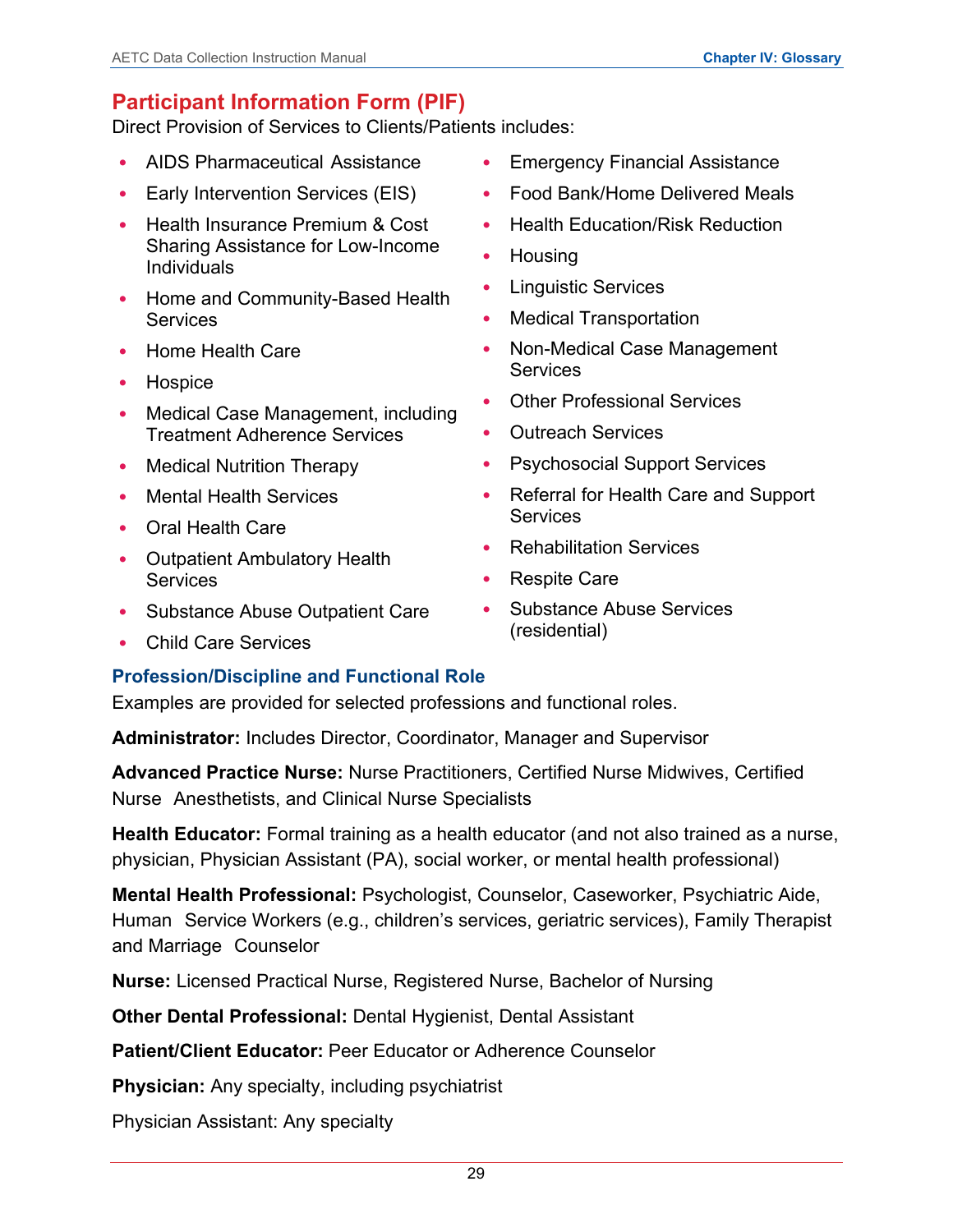## Participant Information Form (PIF)

Direct Provision of Services to Clients/Patients includes:

- AIDS Pharmaceutical Assistance
- Early Intervention Services (EIS)
- Health Insurance Premium & Cost Sharing Assistance for Low-Income Individuals
- Home and Community-Based Health Services
- Home Health Care
- Hospice
- Medical Case Management, including Treatment Adherence Services
- Medical Nutrition Therapy
- Mental Health Services
- Oral Health Care
- Outpatient Ambulatory Health Services
- Substance Abuse Outpatient Care
- Child Care Services
- Emergency Financial Assistance
- Food Bank/Home Delivered Meals
- Health Education/Risk Reduction
- Housing
- Linguistic Services
- Medical Transportation
- Non-Medical Case Management Services
- Other Professional Services
- Outreach Services
- Psychosocial Support Services
- Referral for Health Care and Support Services
- Rehabilitation Services
- Respite Care
- Substance Abuse Services (residential)

### Profession/Discipline and Functional Role

Examples are provided for selected professions and functional roles.

**Administrator:** Includes Director, Coordinator, Manager and Supervisor

**Advanced Practice Nurse:** Nurse Practitioners, Certified Nurse Midwives, Certified Nurse Anesthetists, and Clinical Nurse Specialists

**Health Educator:** Formal training as a health educator (and not also trained as a nurse, physician, Physician Assistant (PA), social worker, or mental health professional)

**Mental Health Professional:** Psychologist, Counselor, Caseworker, Psychiatric Aide, Human Service Workers (e.g., children's services, geriatric services), Family Therapist and Marriage Counselor

**Nurse:** Licensed Practical Nurse, Registered Nurse, Bachelor of Nursing

**Other Dental Professional:** Dental Hygienist, Dental Assistant

**Patient/Client Educator:** Peer Educator or Adherence Counselor

**Physician:** Any specialty, including psychiatrist

Physician Assistant: Any specialty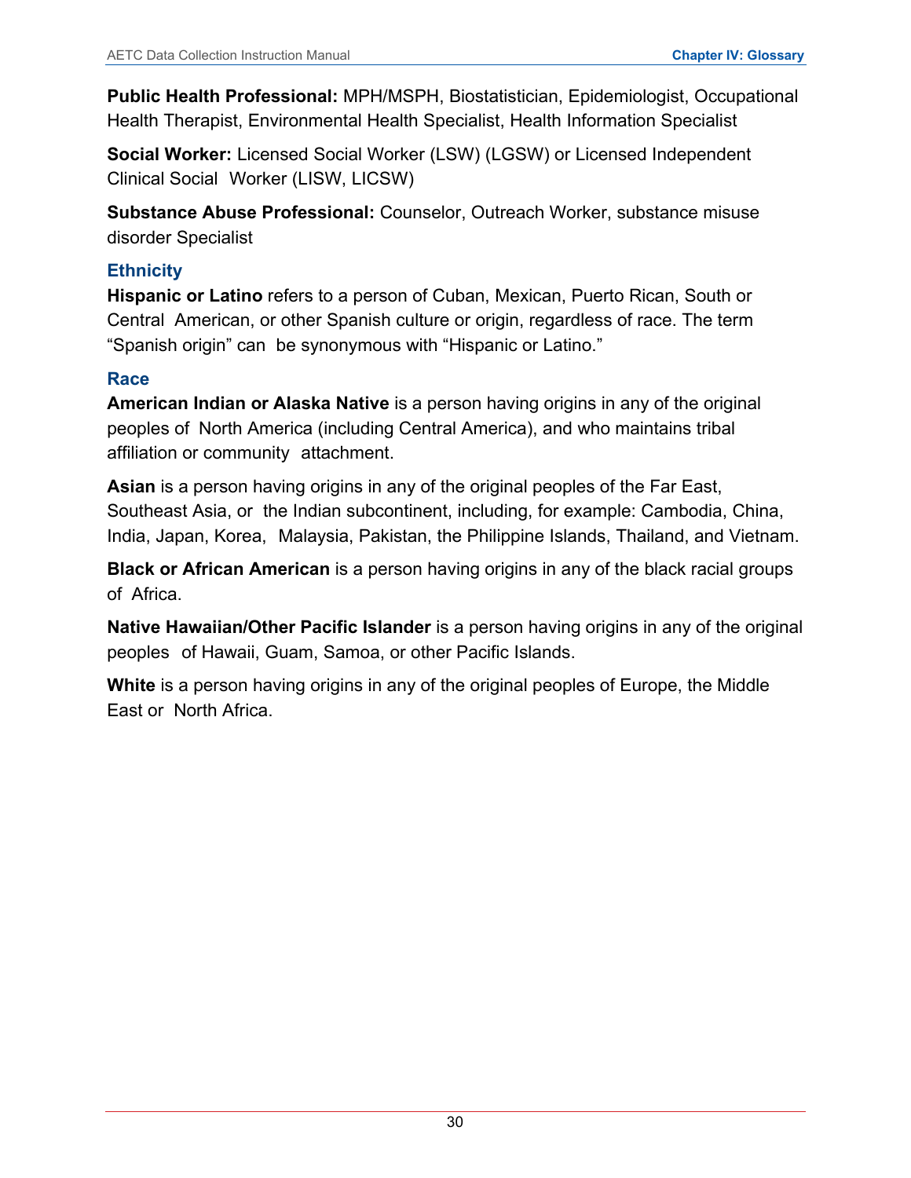**Public Health Professional:** MPH/MSPH, Biostatistician, Epidemiologist, Occupational Health Therapist, Environmental Health Specialist, Health Information Specialist

**Social Worker:** Licensed Social Worker (LSW) (LGSW) or Licensed Independent Clinical Social Worker (LISW, LICSW)

**Substance Abuse Professional:** Counselor, Outreach Worker, substance misuse disorder Specialist

### Ethnicity

**Hispanic or Latino** refers to a person of Cuban, Mexican, Puerto Rican, South or Central American, or other Spanish culture or origin, regardless of race. The term "Spanish origin" can be synonymous with "Hispanic or Latino."

### Race

**American Indian or Alaska Native** is a person having origins in any of the original peoples of North America (including Central America), and who maintains tribal affiliation or community attachment.

**Asian** is a person having origins in any of the original peoples of the Far East, Southeast Asia, or the Indian subcontinent, including, for example: Cambodia, China, India, Japan, Korea, Malaysia, Pakistan, the Philippine Islands, Thailand, and Vietnam.

**Black or African American** is a person having origins in any of the black racial groups of Africa.

**Native Hawaiian/Other Pacific Islander** is a person having origins in any of the original peoples of Hawaii, Guam, Samoa, or other Pacific Islands.

**White** is a person having origins in any of the original peoples of Europe, the Middle East or North Africa.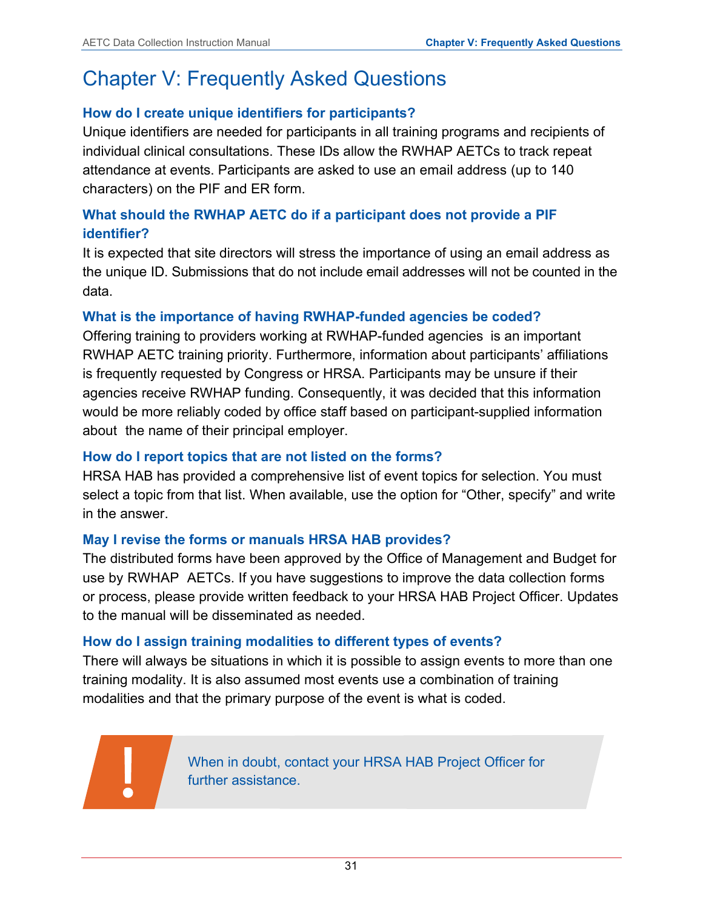# Chapter V: Frequently Asked Questions

### How do I create unique identifiers for participants?

Unique identifiers are needed for participants in all training programs and recipients of individual clinical consultations. These IDs allow the RWHAP AETCs to track repeat attendance at events. Participants are asked to use an email address (up to 140 characters) on the PIF and ER form.

### What should the RWHAP AETC do if a participant does not provide a PIF identifier?

It is expected that site directors will stress the importance of using an email address as the unique ID. Submissions that do not include email addresses will not be counted in the data.

### What is the importance of having RWHAP-funded agencies be coded?

Offering training to providers working at RWHAP-funded agencies is an important RWHAP AETC training priority. Furthermore, information about participants' affiliations is frequently requested by Congress or HRSA. Participants may be unsure if their agencies receive RWHAP funding. Consequently, it was decided that this information would be more reliably coded by office staff based on participant-supplied information about the name of their principal employer.

### How do I report topics that are not listed on the forms?

HRSA HAB has provided a comprehensive list of event topics for selection. You must select a topic from that list. When available, use the option for "Other, specify" and write in the answer.

### May I revise the forms or manuals HRSA HAB provides?

The distributed forms have been approved by the Office of Management and Budget for use by RWHAP AETCs. If you have suggestions to improve the data collection forms or process, please provide written feedback to your HRSA HAB Project Officer. Updates to the manual will be disseminated as needed.

### How do I assign training modalities to different types of events?

There will always be situations in which it is possible to assign events to more than one training modality. It is also assumed most events use a combination of training modalities and that the primary purpose of the event is what is coded.

> **!** When in doubt, contact your HRSA HAB Project Officer for further assistance.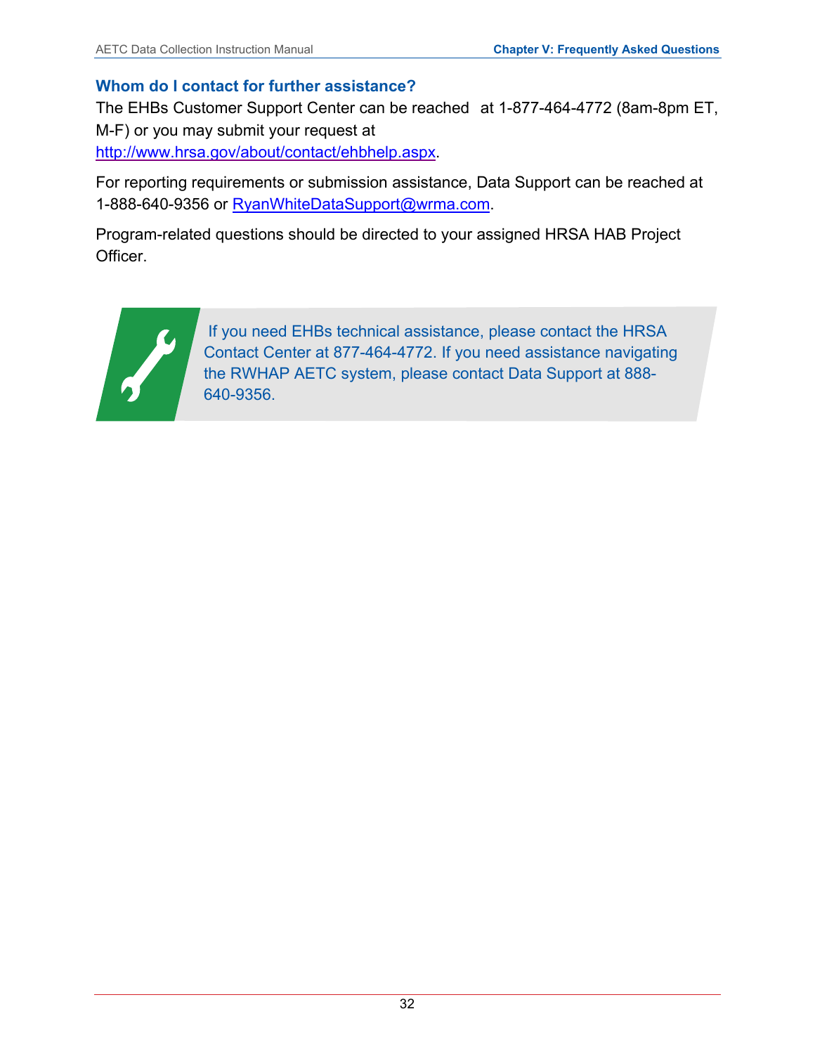### Whom do I contact for further assistance?

The EHBs Customer Support Center can be reached at 1-877-464-4772 (8am-8pm ET, M-F) or you may submit your request at http://www.hrsa.gov/about/contact/ehbhelp.aspx.

For reporting requirements or submission assistance, Data Support can be reached at 1-888-640-9356 or RyanWhiteDataSupport@wrma.com.

Program-related questions should be directed to your assigned HRSA HAB Project Officer.

> If you need EHBs technical assistance, please contact the HRSA Contact Center at 877-464-4772. If you need assistance navigating the RWHAP AETC system, please contact Data Support at 888-640-9356.